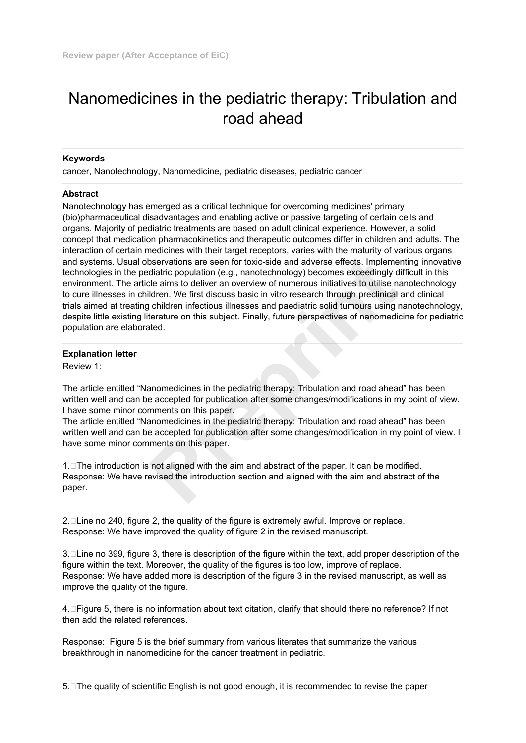Review paper (After Acceptance of EiC)

# Nanomedicines in the pediatric therapy: Tribulation and road ahead

**Keywords**

cancer, Nanotechnology, Nanomedicine, pediatric diseases, pediatric cancer

**Abstract**

Nanotechnology has emerged as a critical technique for overcoming medicines' primary (bio)pharmaceutical disadvantages and enabling active or passive targeting of certain cells and organs. Majority of pediatric treatments are based on adult clinical experience. However, a solid concept that medication pharmacokinetics and therapeutic outcomes differ in children and adults. The interaction of certain medicines with their target receptors, varies with the maturity of various organs and systems. Usual observations are seen for toxic-side and adverse effects. Implementing innovative technologies in the pediatric population (e.g., nanotechnology) becomes exceedingly difficult in this environment. The article aims to deliver an overview of numerous initiatives to utilise nanotechnology to cure illnesses in children. We first discuss basic in vitro research through preclinical and clinical trials aimed at treating children infectious illnesses and paediatric solid tumours using nanotechnology, despite little existing literature on this subject. Finally, future perspectives of nanomedicine for pediatric population are elaborated.

**Explanation letter**

Review 1:

The article entitled "Nanomedicines in the pediatric therapy: Tribulation and road ahead" has been written well and can be accepted for publication after some changes/modifications in my point of view. I have some minor comments on this paper.

The article entitled "Nanomedicines in the pediatric therapy: Tribulation and road ahead" has been written well and can be accepted for publication after some changes/modification in my point of view. I have some minor comments on this paper.

1. The introduction is not aligned with the aim and abstract of the paper. It can be modified.
Response: We have revised the introduction section and aligned with the aim and abstract of the paper.

2. Line no 240, figure 2, the quality of the figure is extremely awful. Improve or replace.
Response: We have improved the quality of figure 2 in the revised manuscript.

3. Line no 399, figure 3, there is description of the figure within the text, add proper description of the figure within the text. Moreover, the quality of the figures is too low, improve of replace.
Response: We have added more is description of the figure 3 in the revised manuscript, as well as improve the quality of the figure.

4. Figure 5, there is no information about text citation, clarify that should there no reference? If not then add the related references.

Response: Figure 5 is the brief summary from various literates that summarize the various breakthrough in nanomedicine for the cancer treatment in pediatric.

5. The quality of scientific English is not good enough, it is recommended to revise the paper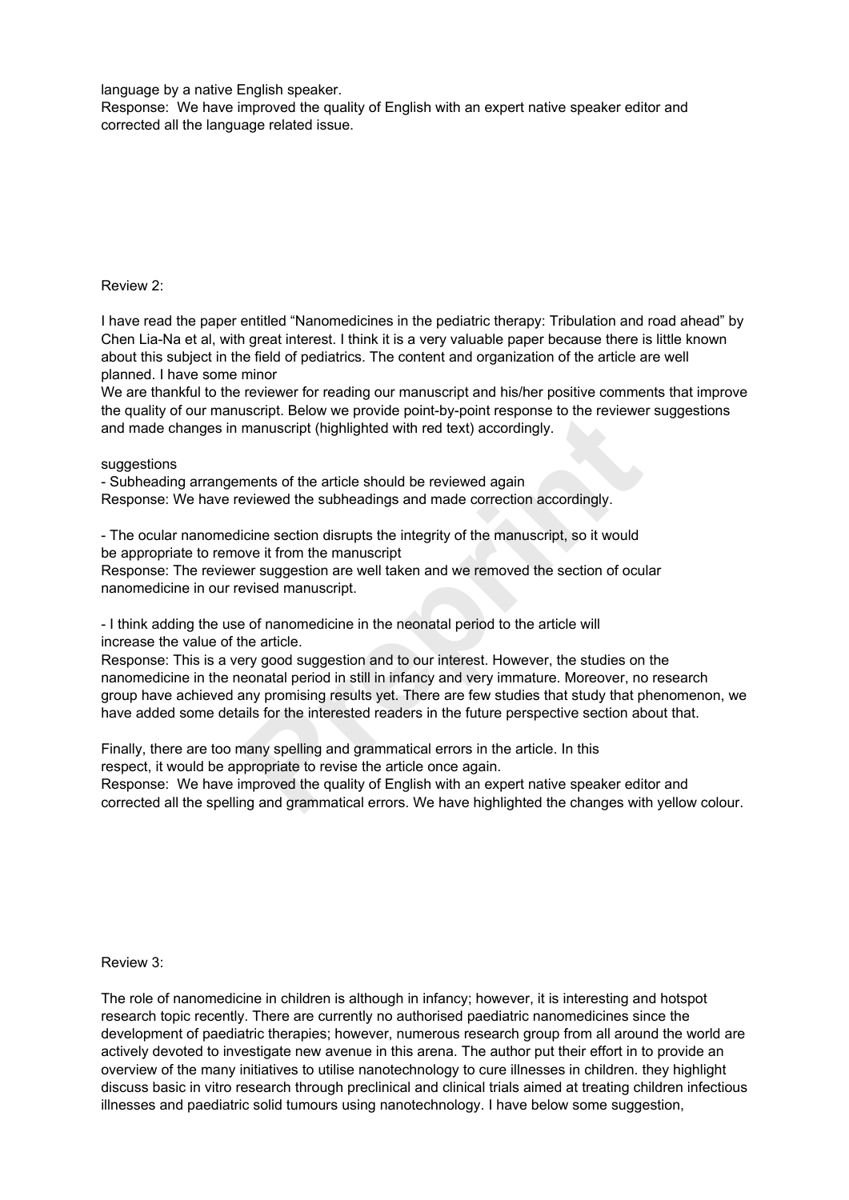language by a native English speaker.
Response:  We have improved the quality of English with an expert native speaker editor and corrected all the language related issue.

Review 2:

I have read the paper entitled "Nanomedicines in the pediatric therapy: Tribulation and road ahead" by Chen Lia-Na et al, with great interest. I think it is a very valuable paper because there is little known about this subject in the field of pediatrics. The content and organization of the article are well planned. I have some minor
We are thankful to the reviewer for reading our manuscript and his/her positive comments that improve the quality of our manuscript. Below we provide point-by-point response to the reviewer suggestions and made changes in manuscript (highlighted with red text) accordingly.

suggestions
- Subheading arrangements of the article should be reviewed again
Response: We have reviewed the subheadings and made correction accordingly.

- The ocular nanomedicine section disrupts the integrity of the manuscript, so it would be appropriate to remove it from the manuscript
Response: The reviewer suggestion are well taken and we removed the section of ocular nanomedicine in our revised manuscript.

- I think adding the use of nanomedicine in the neonatal period to the article will increase the value of the article.
Response: This is a very good suggestion and to our interest. However, the studies on the nanomedicine in the neonatal period in still in infancy and very immature. Moreover, no research group have achieved any promising results yet. There are few studies that study that phenomenon, we have added some details for the interested readers in the future perspective section about that.

Finally, there are too many spelling and grammatical errors in the article. In this respect, it would be appropriate to revise the article once again.
Response:  We have improved the quality of English with an expert native speaker editor and corrected all the spelling and grammatical errors. We have highlighted the changes with yellow colour.

Review 3:

The role of nanomedicine in children is although in infancy; however, it is interesting and hotspot research topic recently. There are currently no authorised paediatric nanomedicines since the development of paediatric therapies; however, numerous research group from all around the world are actively devoted to investigate new avenue in this arena. The author put their effort in to provide an overview of the many initiatives to utilise nanotechnology to cure illnesses in children. they highlight discuss basic in vitro research through preclinical and clinical trials aimed at treating children infectious illnesses and paediatric solid tumours using nanotechnology. I have below some suggestion,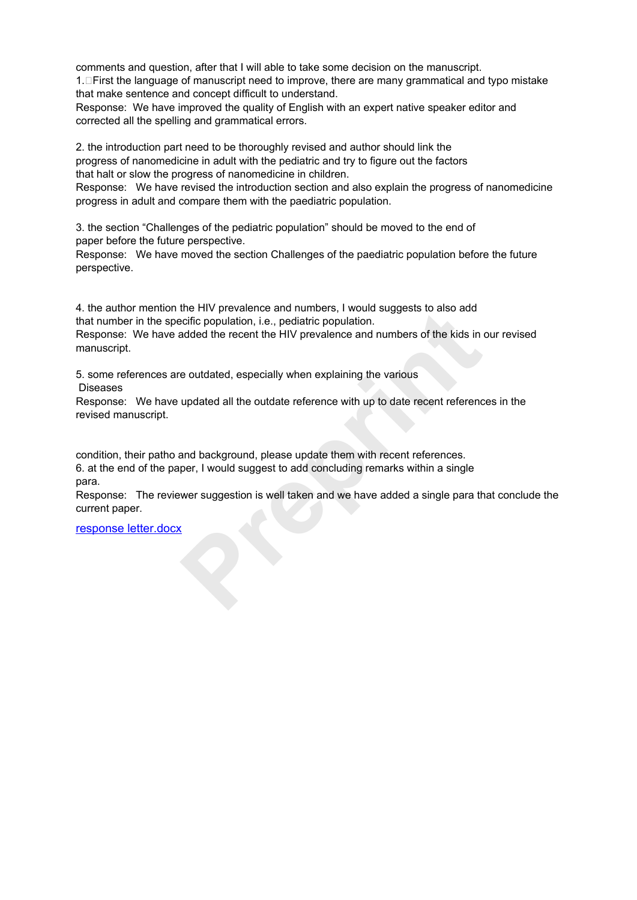comments and question, after that I will able to take some decision on the manuscript.

1. First the language of manuscript need to improve, there are many grammatical and typo mistake that make sentence and concept difficult to understand.

Response: We have improved the quality of English with an expert native speaker editor and corrected all the spelling and grammatical errors.

2. the introduction part need to be thoroughly revised and author should link the progress of nanomedicine in adult with the pediatric and try to figure out the factors that halt or slow the progress of nanomedicine in children.

Response: We have revised the introduction section and also explain the progress of nanomedicine progress in adult and compare them with the paediatric population.

3. the section “Challenges of the pediatric population” should be moved to the end of paper before the future perspective.

Response: We have moved the section Challenges of the paediatric population before the future perspective.

4. the author mention the HIV prevalence and numbers, I would suggests to also add that number in the specific population, i.e., pediatric population.

Response: We have added the recent the HIV prevalence and numbers of the kids in our revised manuscript.

5. some references are outdated, especially when explaining the various Diseases

Response: We have updated all the outdate reference with up to date recent references in the revised manuscript.

condition, their patho and background, please update them with recent references.

6. at the end of the paper, I would suggest to add concluding remarks within a single para.

Response: The reviewer suggestion is well taken and we have added a single para that conclude the current paper.

[response letter.docx]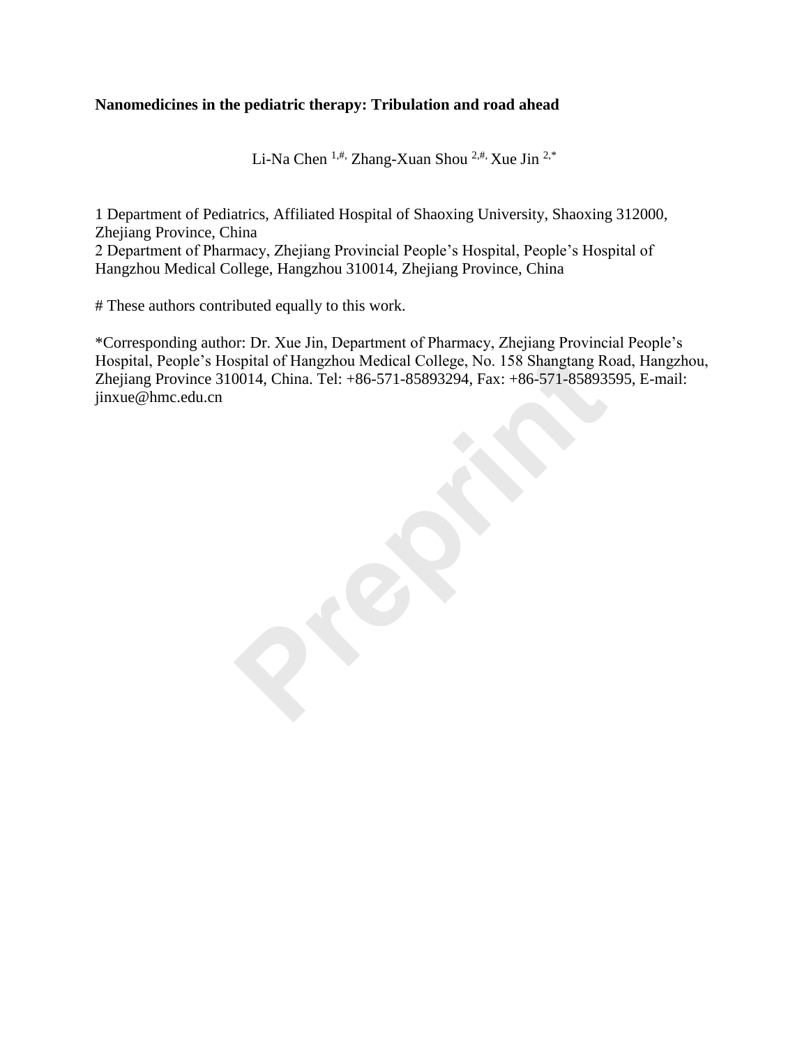**Nanomedicines in the pediatric therapy: Tribulation and road ahead**

Li-Na Chen [1,#], Zhang-Xuan Shou [2,#], Xue Jin [2,*]

1 Department of Pediatrics, Affiliated Hospital of Shaoxing University, Shaoxing 312000, Zhejiang Province, China
2 Department of Pharmacy, Zhejiang Provincial People's Hospital, People's Hospital of Hangzhou Medical College, Hangzhou 310014, Zhejiang Province, China

# These authors contributed equally to this work.

*Corresponding author: Dr. Xue Jin, Department of Pharmacy, Zhejiang Provincial People's Hospital, People's Hospital of Hangzhou Medical College, No. 158 Shangtang Road, Hangzhou, Zhejiang Province 310014, China. Tel: +86-571-85893294, Fax: +86-571-85893595, E-mail: jinxue@hmc.edu.cn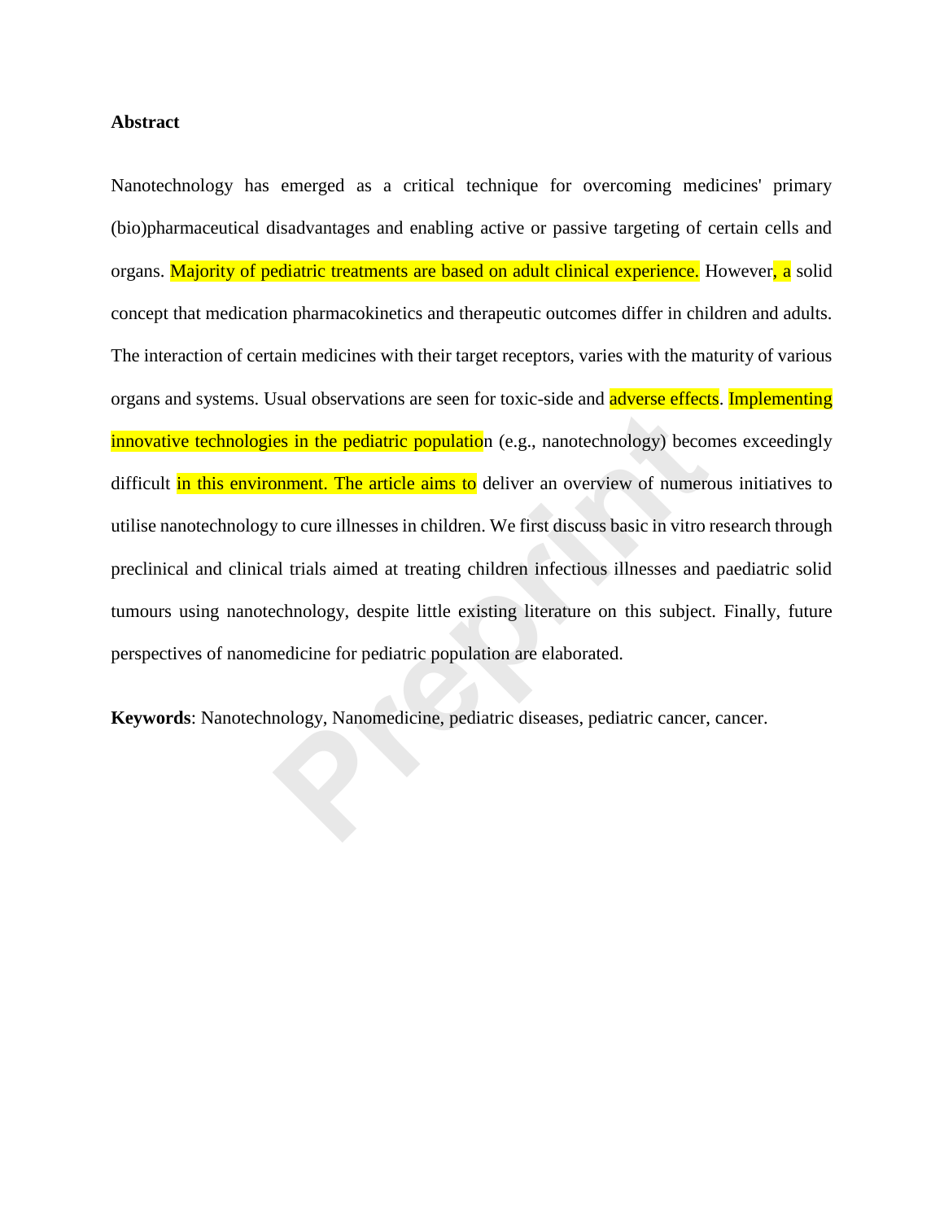**Abstract**

Nanotechnology has emerged as a critical technique for overcoming medicines' primary (bio)pharmaceutical disadvantages and enabling active or passive targeting of certain cells and organs. Majority of pediatric treatments are based on adult clinical experience. However, a solid concept that medication pharmacokinetics and therapeutic outcomes differ in children and adults. The interaction of certain medicines with their target receptors, varies with the maturity of various organs and systems. Usual observations are seen for toxic-side and adverse effects. Implementing innovative technologies in the pediatric population (e.g., nanotechnology) becomes exceedingly difficult in this environment. The article aims to deliver an overview of numerous initiatives to utilise nanotechnology to cure illnesses in children. We first discuss basic in vitro research through preclinical and clinical trials aimed at treating children infectious illnesses and paediatric solid tumours using nanotechnology, despite little existing literature on this subject. Finally, future perspectives of nanomedicine for pediatric population are elaborated.

**Keywords**: Nanotechnology, Nanomedicine, pediatric diseases, pediatric cancer, cancer.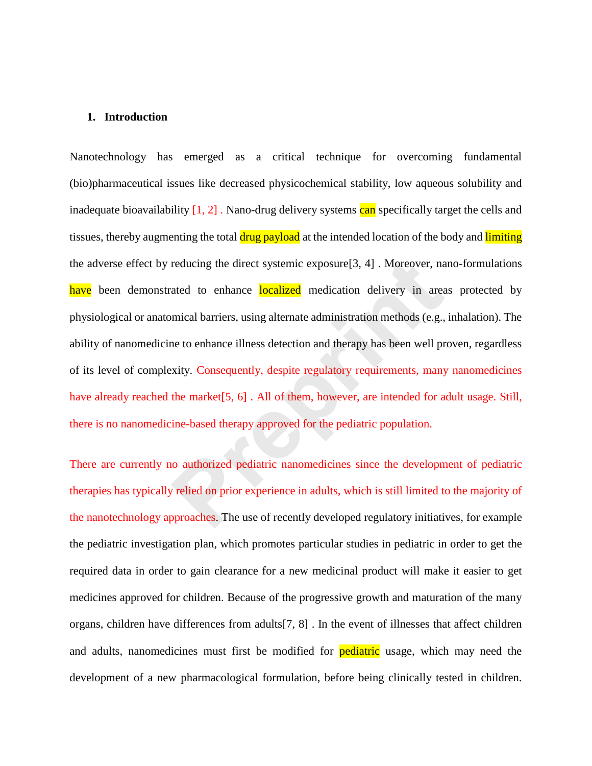## 1. Introduction

Nanotechnology has emerged as a critical technique for overcoming fundamental (bio)pharmaceutical issues like decreased physicochemical stability, low aqueous solubility and inadequate bioavailability [1, 2] . Nano-drug delivery systems can specifically target the cells and tissues, thereby augmenting the total drug payload at the intended location of the body and limiting the adverse effect by reducing the direct systemic exposure[3, 4] . Moreover, nano-formulations have been demonstrated to enhance localized medication delivery in areas protected by physiological or anatomical barriers, using alternate administration methods (e.g., inhalation). The ability of nanomedicine to enhance illness detection and therapy has been well proven, regardless of its level of complexity. Consequently, despite regulatory requirements, many nanomedicines have already reached the market[5, 6] . All of them, however, are intended for adult usage. Still, there is no nanomedicine-based therapy approved for the pediatric population.

There are currently no authorized pediatric nanomedicines since the development of pediatric therapies has typically relied on prior experience in adults, which is still limited to the majority of the nanotechnology approaches. The use of recently developed regulatory initiatives, for example the pediatric investigation plan, which promotes particular studies in pediatric in order to get the required data in order to gain clearance for a new medicinal product will make it easier to get medicines approved for children. Because of the progressive growth and maturation of the many organs, children have differences from adults[7, 8] . In the event of illnesses that affect children and adults, nanomedicines must first be modified for pediatric usage, which may need the development of a new pharmacological formulation, before being clinically tested in children.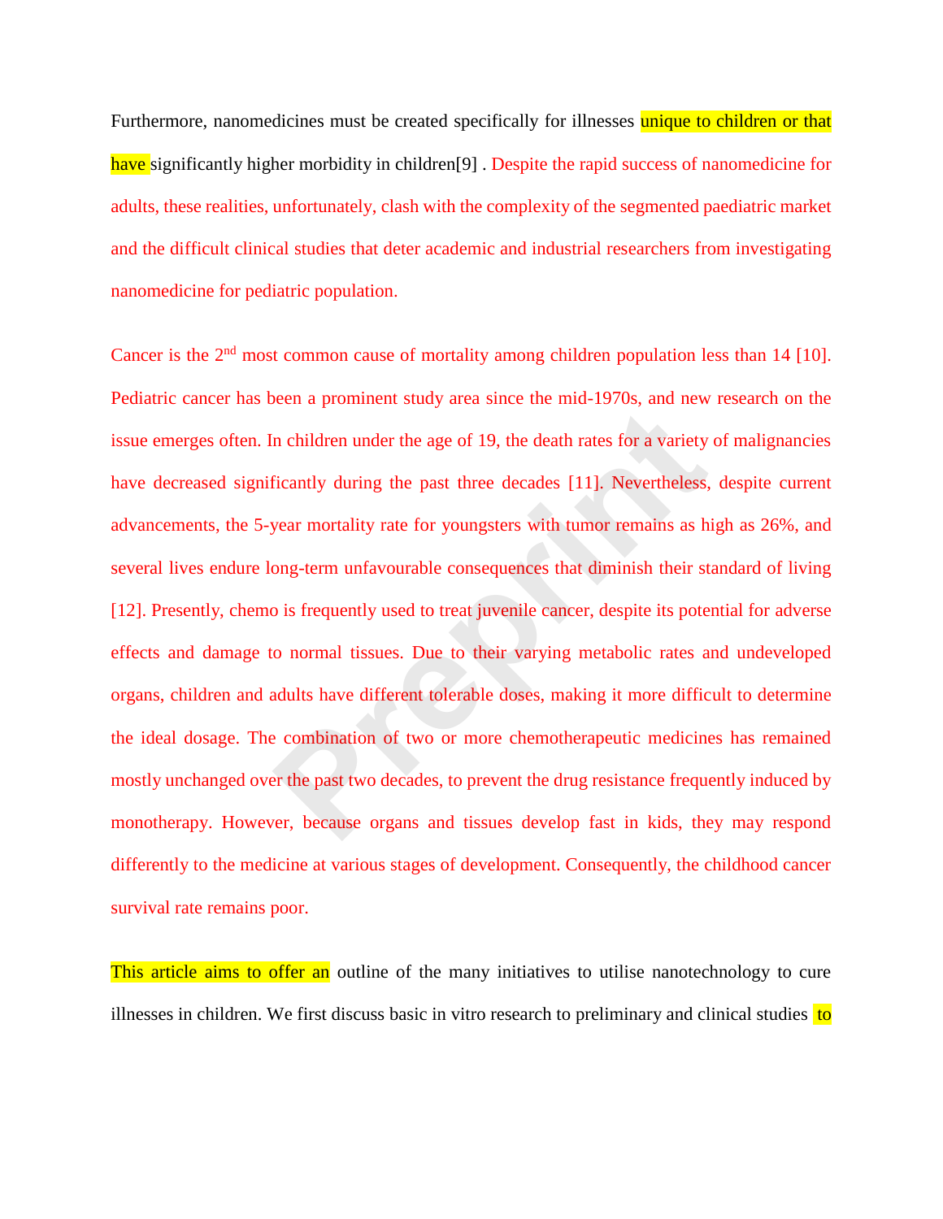Furthermore, nanomedicines must be created specifically for illnesses unique to children or that have significantly higher morbidity in children[9] . Despite the rapid success of nanomedicine for adults, these realities, unfortunately, clash with the complexity of the segmented paediatric market and the difficult clinical studies that deter academic and industrial researchers from investigating nanomedicine for pediatric population.

Cancer is the 2$^{nd}$ most common cause of mortality among children population less than 14 [10]. Pediatric cancer has been a prominent study area since the mid-1970s, and new research on the issue emerges often. In children under the age of 19, the death rates for a variety of malignancies have decreased significantly during the past three decades [11]. Nevertheless, despite current advancements, the 5-year mortality rate for youngsters with tumor remains as high as 26%, and several lives endure long-term unfavourable consequences that diminish their standard of living [12]. Presently, chemo is frequently used to treat juvenile cancer, despite its potential for adverse effects and damage to normal tissues. Due to their varying metabolic rates and undeveloped organs, children and adults have different tolerable doses, making it more difficult to determine the ideal dosage. The combination of two or more chemotherapeutic medicines has remained mostly unchanged over the past two decades, to prevent the drug resistance frequently induced by monotherapy. However, because organs and tissues develop fast in kids, they may respond differently to the medicine at various stages of development. Consequently, the childhood cancer survival rate remains poor.

This article aims to offer an outline of the many initiatives to utilise nanotechnology to cure illnesses in children. We first discuss basic in vitro research to preliminary and clinical studies to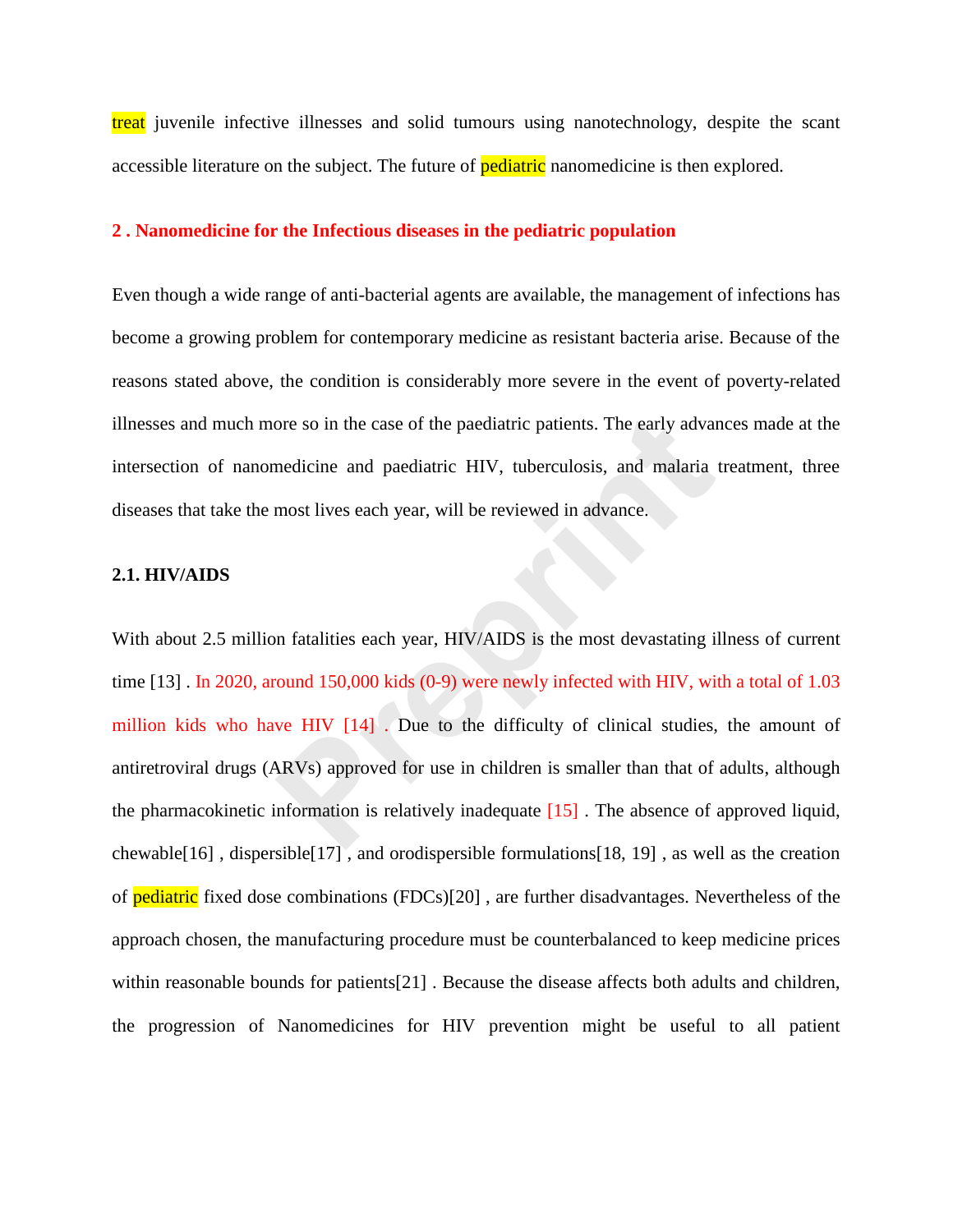treat juvenile infective illnesses and solid tumours using nanotechnology, despite the scant accessible literature on the subject. The future of pediatric nanomedicine is then explored.

## 2 . Nanomedicine for the Infectious diseases in the pediatric population

Even though a wide range of anti-bacterial agents are available, the management of infections has become a growing problem for contemporary medicine as resistant bacteria arise. Because of the reasons stated above, the condition is considerably more severe in the event of poverty-related illnesses and much more so in the case of the paediatric patients. The early advances made at the intersection of nanomedicine and paediatric HIV, tuberculosis, and malaria treatment, three diseases that take the most lives each year, will be reviewed in advance.

### 2.1. HIV/AIDS

With about 2.5 million fatalities each year, HIV/AIDS is the most devastating illness of current time [13] . In 2020, around 150,000 kids (0-9) were newly infected with HIV, with a total of 1.03 million kids who have HIV [14] . Due to the difficulty of clinical studies, the amount of antiretroviral drugs (ARVs) approved for use in children is smaller than that of adults, although the pharmacokinetic information is relatively inadequate [15] . The absence of approved liquid, chewable[16] , dispersible[17] , and orodispersible formulations[18, 19] , as well as the creation of pediatric fixed dose combinations (FDCs)[20] , are further disadvantages. Nevertheless of the approach chosen, the manufacturing procedure must be counterbalanced to keep medicine prices within reasonable bounds for patients[21] . Because the disease affects both adults and children, the progression of Nanomedicines for HIV prevention might be useful to all patient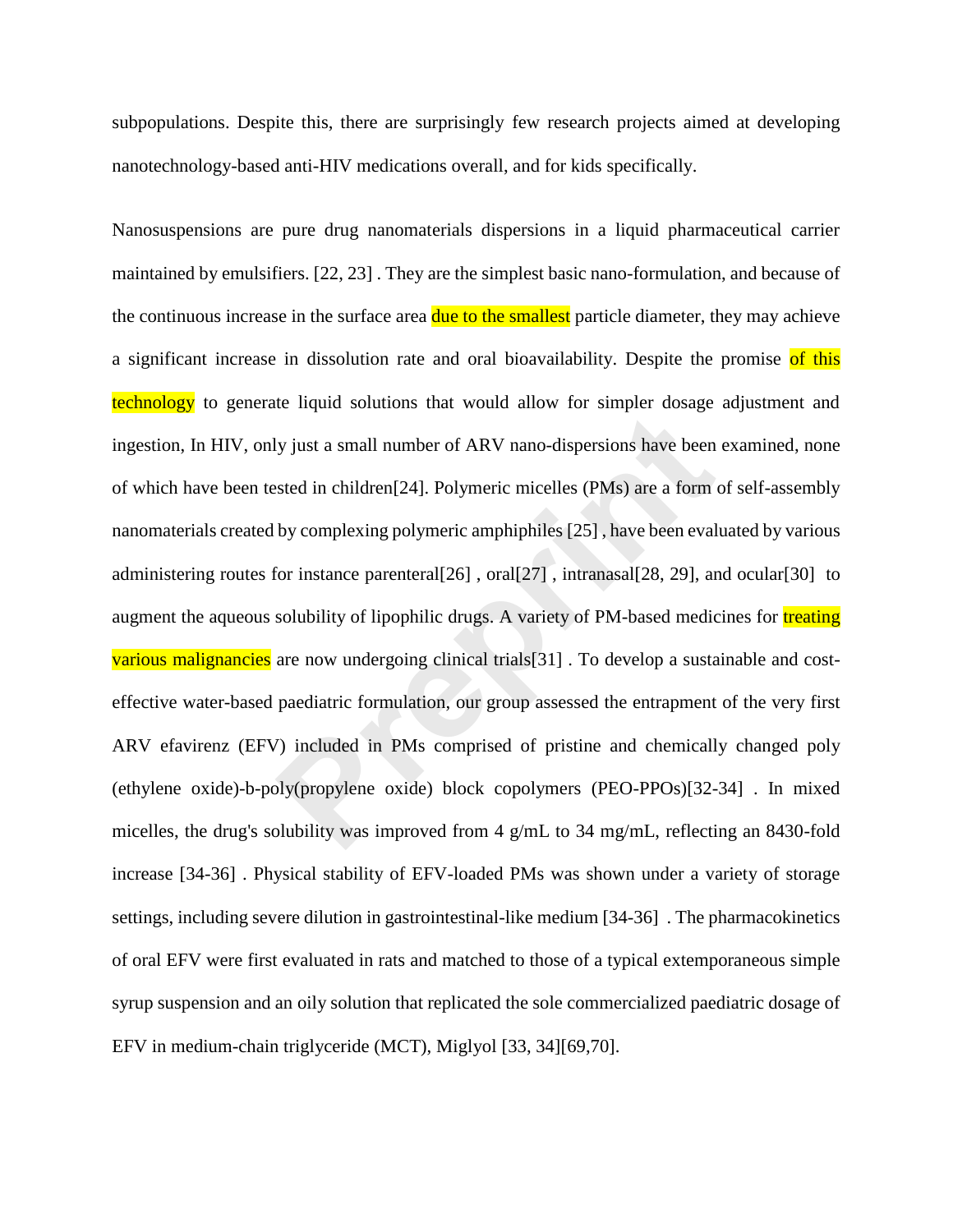subpopulations. Despite this, there are surprisingly few research projects aimed at developing nanotechnology-based anti-HIV medications overall, and for kids specifically.

Nanosuspensions are pure drug nanomaterials dispersions in a liquid pharmaceutical carrier maintained by emulsifiers. [22, 23] . They are the simplest basic nano-formulation, and because of the continuous increase in the surface area due to the smallest particle diameter, they may achieve a significant increase in dissolution rate and oral bioavailability. Despite the promise of this technology to generate liquid solutions that would allow for simpler dosage adjustment and ingestion, In HIV, only just a small number of ARV nano-dispersions have been examined, none of which have been tested in children[24]. Polymeric micelles (PMs) are a form of self-assembly nanomaterials created by complexing polymeric amphiphiles [25] , have been evaluated by various administering routes for instance parenteral[26] , oral[27] , intranasal[28, 29], and ocular[30] to augment the aqueous solubility of lipophilic drugs. A variety of PM-based medicines for treating various malignancies are now undergoing clinical trials[31] . To develop a sustainable and cost-effective water-based paediatric formulation, our group assessed the entrapment of the very first ARV efavirenz (EFV) included in PMs comprised of pristine and chemically changed poly (ethylene oxide)-b-poly(propylene oxide) block copolymers (PEO-PPOs)[32-34] . In mixed micelles, the drug's solubility was improved from 4 g/mL to 34 mg/mL, reflecting an 8430-fold increase [34-36] . Physical stability of EFV-loaded PMs was shown under a variety of storage settings, including severe dilution in gastrointestinal-like medium [34-36] . The pharmacokinetics of oral EFV were first evaluated in rats and matched to those of a typical extemporaneous simple syrup suspension and an oily solution that replicated the sole commercialized paediatric dosage of EFV in medium-chain triglyceride (MCT), Miglyol [33, 34][69,70].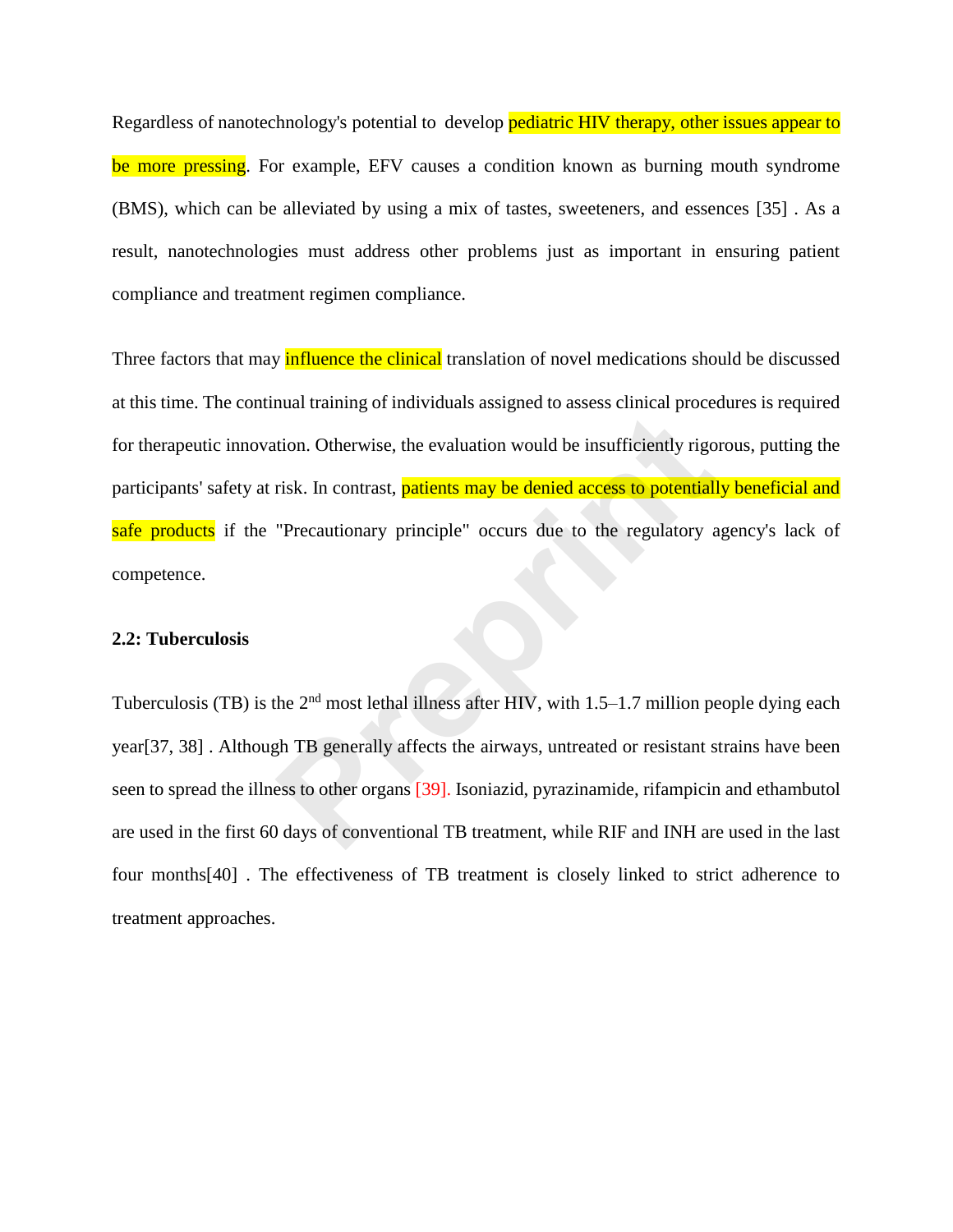Regardless of nanotechnology's potential to develop pediatric HIV therapy, other issues appear to be more pressing. For example, EFV causes a condition known as burning mouth syndrome (BMS), which can be alleviated by using a mix of tastes, sweeteners, and essences [35] . As a result, nanotechnologies must address other problems just as important in ensuring patient compliance and treatment regimen compliance.

Three factors that may influence the clinical translation of novel medications should be discussed at this time. The continual training of individuals assigned to assess clinical procedures is required for therapeutic innovation. Otherwise, the evaluation would be insufficiently rigorous, putting the participants' safety at risk. In contrast, patients may be denied access to potentially beneficial and safe products if the "Precautionary principle" occurs due to the regulatory agency's lack of competence.

**2.2: Tuberculosis**

Tuberculosis (TB) is the 2$^{nd}$ most lethal illness after HIV, with 1.5–1.7 million people dying each year[37, 38] . Although TB generally affects the airways, untreated or resistant strains have been seen to spread the illness to other organs [39]. Isoniazid, pyrazinamide, rifampicin and ethambutol are used in the first 60 days of conventional TB treatment, while RIF and INH are used in the last four months[40] . The effectiveness of TB treatment is closely linked to strict adherence to treatment approaches.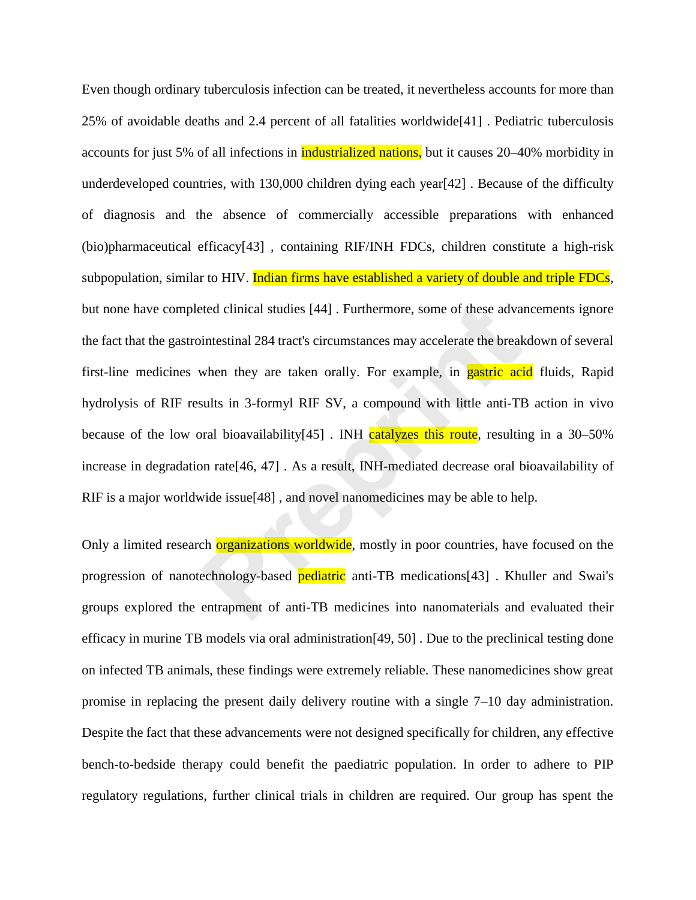Even though ordinary tuberculosis infection can be treated, it nevertheless accounts for more than 25% of avoidable deaths and 2.4 percent of all fatalities worldwide[41] . Pediatric tuberculosis accounts for just 5% of all infections in industrialized nations, but it causes 20–40% morbidity in underdeveloped countries, with 130,000 children dying each year[42] . Because of the difficulty of diagnosis and the absence of commercially accessible preparations with enhanced (bio)pharmaceutical efficacy[43] , containing RIF/INH FDCs, children constitute a high-risk subpopulation, similar to HIV. Indian firms have established a variety of double and triple FDCs, but none have completed clinical studies [44] . Furthermore, some of these advancements ignore the fact that the gastrointestinal 284 tract's circumstances may accelerate the breakdown of several first-line medicines when they are taken orally. For example, in gastric acid fluids, Rapid hydrolysis of RIF results in 3-formyl RIF SV, a compound with little anti-TB action in vivo because of the low oral bioavailability[45] . INH catalyzes this route, resulting in a 30–50% increase in degradation rate[46, 47] . As a result, INH-mediated decrease oral bioavailability of RIF is a major worldwide issue[48] , and novel nanomedicines may be able to help.

Only a limited research organizations worldwide, mostly in poor countries, have focused on the progression of nanotechnology-based pediatric anti-TB medications[43] . Khuller and Swai's groups explored the entrapment of anti-TB medicines into nanomaterials and evaluated their efficacy in murine TB models via oral administration[49, 50] . Due to the preclinical testing done on infected TB animals, these findings were extremely reliable. These nanomedicines show great promise in replacing the present daily delivery routine with a single 7–10 day administration. Despite the fact that these advancements were not designed specifically for children, any effective bench-to-bedside therapy could benefit the paediatric population. In order to adhere to PIP regulatory regulations, further clinical trials in children are required. Our group has spent the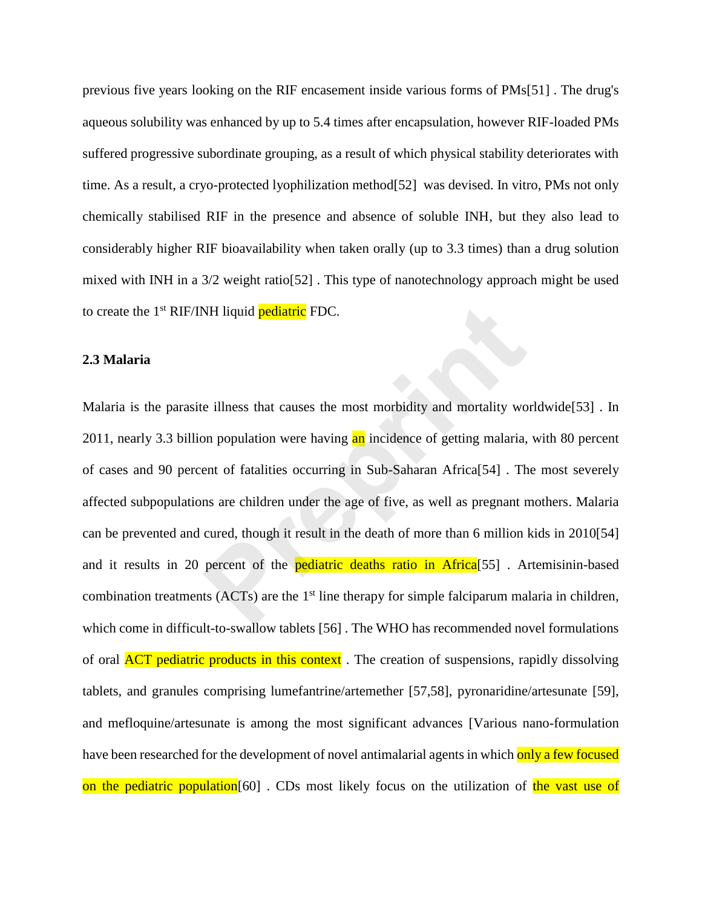previous five years looking on the RIF encasement inside various forms of PMs[51] . The drug's aqueous solubility was enhanced by up to 5.4 times after encapsulation, however RIF-loaded PMs suffered progressive subordinate grouping, as a result of which physical stability deteriorates with time. As a result, a cryo-protected lyophilization method[52] was devised. In vitro, PMs not only chemically stabilised RIF in the presence and absence of soluble INH, but they also lead to considerably higher RIF bioavailability when taken orally (up to 3.3 times) than a drug solution mixed with INH in a 3/2 weight ratio[52] . This type of nanotechnology approach might be used to create the 1st RIF/INH liquid pediatric FDC.

### 2.3 Malaria

Malaria is the parasite illness that causes the most morbidity and mortality worldwide[53] . In 2011, nearly 3.3 billion population were having an incidence of getting malaria, with 80 percent of cases and 90 percent of fatalities occurring in Sub-Saharan Africa[54] . The most severely affected subpopulations are children under the age of five, as well as pregnant mothers. Malaria can be prevented and cured, though it result in the death of more than 6 million kids in 2010[54] and it results in 20 percent of the pediatric deaths ratio in Africa[55] . Artemisinin-based combination treatments (ACTs) are the 1st line therapy for simple falciparum malaria in children, which come in difficult-to-swallow tablets [56] . The WHO has recommended novel formulations of oral ACT pediatric products in this context . The creation of suspensions, rapidly dissolving tablets, and granules comprising lumefantrine/artemether [57,58], pyronaridine/artesunate [59], and mefloquine/artesunate is among the most significant advances [Various nano-formulation have been researched for the development of novel antimalarial agents in which only a few focused on the pediatric population[60] . CDs most likely focus on the utilization of the vast use of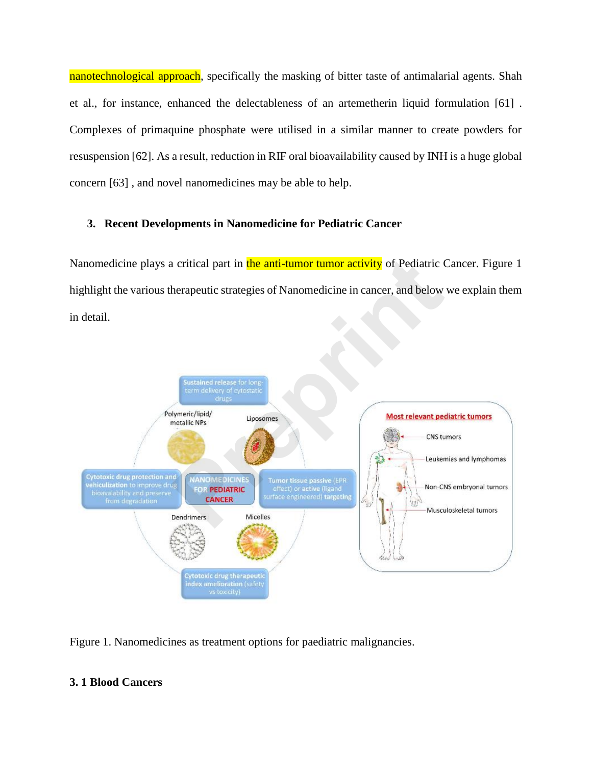nanotechnological approach, specifically the masking of bitter taste of antimalarial agents. Shah et al., for instance, enhanced the delectableness of an artemetherin liquid formulation [61] . Complexes of primaquine phosphate were utilised in a similar manner to create powders for resuspension [62]. As a result, reduction in RIF oral bioavailability caused by INH is a huge global concern [63] , and novel nanomedicines may be able to help.

## 3. Recent Developments in Nanomedicine for Pediatric Cancer

Nanomedicine plays a critical part in the anti-tumor tumor activity of Pediatric Cancer. Figure 1 highlight the various therapeutic strategies of Nanomedicine in cancer, and below we explain them in detail.

Figure 1. Nanomedicines as treatment options for paediatric malignancies.

### 3. 1 Blood Cancers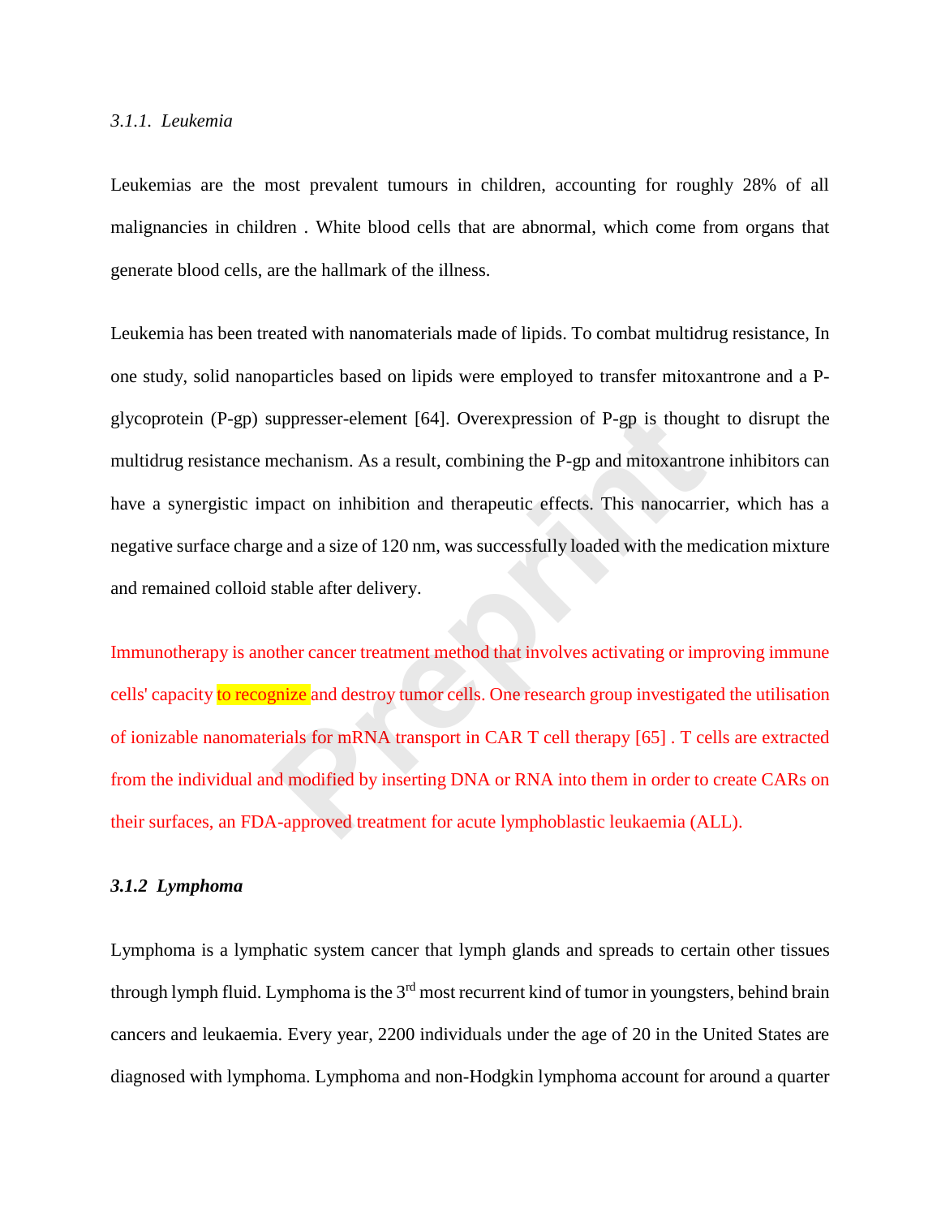### *3.1.1. Leukemia*

Leukemias are the most prevalent tumours in children, accounting for roughly 28% of all malignancies in children . White blood cells that are abnormal, which come from organs that generate blood cells, are the hallmark of the illness.

Leukemia has been treated with nanomaterials made of lipids. To combat multidrug resistance, In one study, solid nanoparticles based on lipids were employed to transfer mitoxantrone and a P-glycoprotein (P-gp) suppresser-element [64]. Overexpression of P-gp is thought to disrupt the multidrug resistance mechanism. As a result, combining the P-gp and mitoxantrone inhibitors can have a synergistic impact on inhibition and therapeutic effects. This nanocarrier, which has a negative surface charge and a size of 120 nm, was successfully loaded with the medication mixture and remained colloid stable after delivery.

Immunotherapy is another cancer treatment method that involves activating or improving immune cells' capacity to recognize and destroy tumor cells. One research group investigated the utilisation of ionizable nanomaterials for mRNA transport in CAR T cell therapy [65] . T cells are extracted from the individual and modified by inserting DNA or RNA into them in order to create CARs on their surfaces, an FDA-approved treatment for acute lymphoblastic leukaemia (ALL).

### ***3.1.2 Lymphoma***

Lymphoma is a lymphatic system cancer that lymph glands and spreads to certain other tissues through lymph fluid. Lymphoma is the 3rd most recurrent kind of tumor in youngsters, behind brain cancers and leukaemia. Every year, 2200 individuals under the age of 20 in the United States are diagnosed with lymphoma. Lymphoma and non-Hodgkin lymphoma account for around a quarter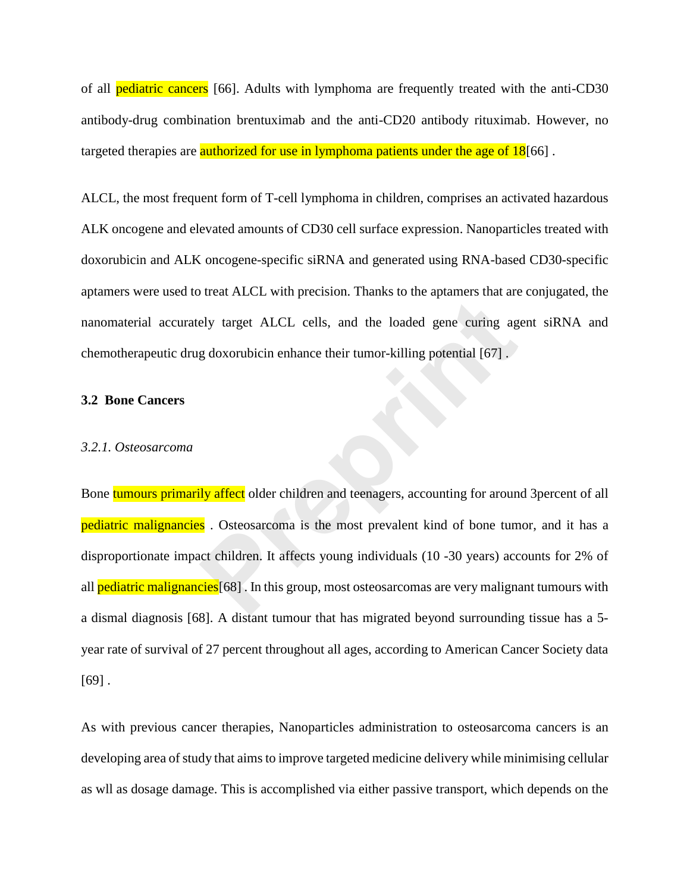of all pediatric cancers [66]. Adults with lymphoma are frequently treated with the anti-CD30 antibody-drug combination brentuximab and the anti-CD20 antibody rituximab. However, no targeted therapies are authorized for use in lymphoma patients under the age of 18[66] .

ALCL, the most frequent form of T-cell lymphoma in children, comprises an activated hazardous ALK oncogene and elevated amounts of CD30 cell surface expression. Nanoparticles treated with doxorubicin and ALK oncogene-specific siRNA and generated using RNA-based CD30-specific aptamers were used to treat ALCL with precision. Thanks to the aptamers that are conjugated, the nanomaterial accurately target ALCL cells, and the loaded gene curing agent siRNA and chemotherapeutic drug doxorubicin enhance their tumor-killing potential [67] .

### 3.2 Bone Cancers

#### *3.2.1. Osteosarcoma*

Bone tumours primarily affect older children and teenagers, accounting for around 3percent of all pediatric malignancies . Osteosarcoma is the most prevalent kind of bone tumor, and it has a disproportionate impact children. It affects young individuals (10 -30 years) accounts for 2% of all pediatric malignancies[68] . In this group, most osteosarcomas are very malignant tumours with a dismal diagnosis [68]. A distant tumour that has migrated beyond surrounding tissue has a 5-year rate of survival of 27 percent throughout all ages, according to American Cancer Society data [69] .

As with previous cancer therapies, Nanoparticles administration to osteosarcoma cancers is an developing area of study that aims to improve targeted medicine delivery while minimising cellular as wll as dosage damage. This is accomplished via either passive transport, which depends on the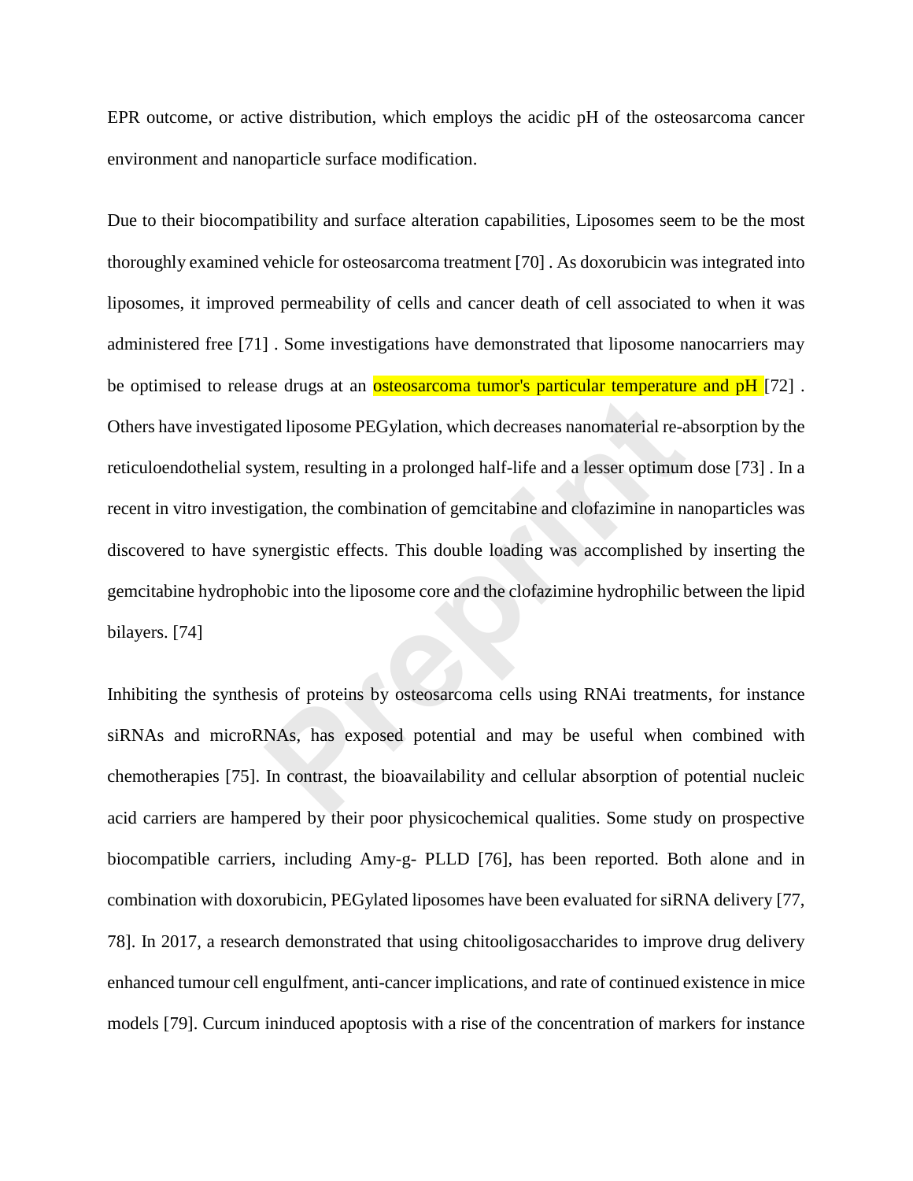EPR outcome, or active distribution, which employs the acidic pH of the osteosarcoma cancer environment and nanoparticle surface modification.

Due to their biocompatibility and surface alteration capabilities, Liposomes seem to be the most thoroughly examined vehicle for osteosarcoma treatment [70] . As doxorubicin was integrated into liposomes, it improved permeability of cells and cancer death of cell associated to when it was administered free [71] . Some investigations have demonstrated that liposome nanocarriers may be optimised to release drugs at an osteosarcoma tumor's particular temperature and pH [72] . Others have investigated liposome PEGylation, which decreases nanomaterial re-absorption by the reticuloendothelial system, resulting in a prolonged half-life and a lesser optimum dose [73] . In a recent in vitro investigation, the combination of gemcitabine and clofazimine in nanoparticles was discovered to have synergistic effects. This double loading was accomplished by inserting the gemcitabine hydrophobic into the liposome core and the clofazimine hydrophilic between the lipid bilayers. [74]

Inhibiting the synthesis of proteins by osteosarcoma cells using RNAi treatments, for instance siRNAs and microRNAs, has exposed potential and may be useful when combined with chemotherapies [75]. In contrast, the bioavailability and cellular absorption of potential nucleic acid carriers are hampered by their poor physicochemical qualities. Some study on prospective biocompatible carriers, including Amy-g- PLLD [76], has been reported. Both alone and in combination with doxorubicin, PEGylated liposomes have been evaluated for siRNA delivery [77, 78]. In 2017, a research demonstrated that using chitooligosaccharides to improve drug delivery enhanced tumour cell engulfment, anti-cancer implications, and rate of continued existence in mice models [79]. Curcum ininduced apoptosis with a rise of the concentration of markers for instance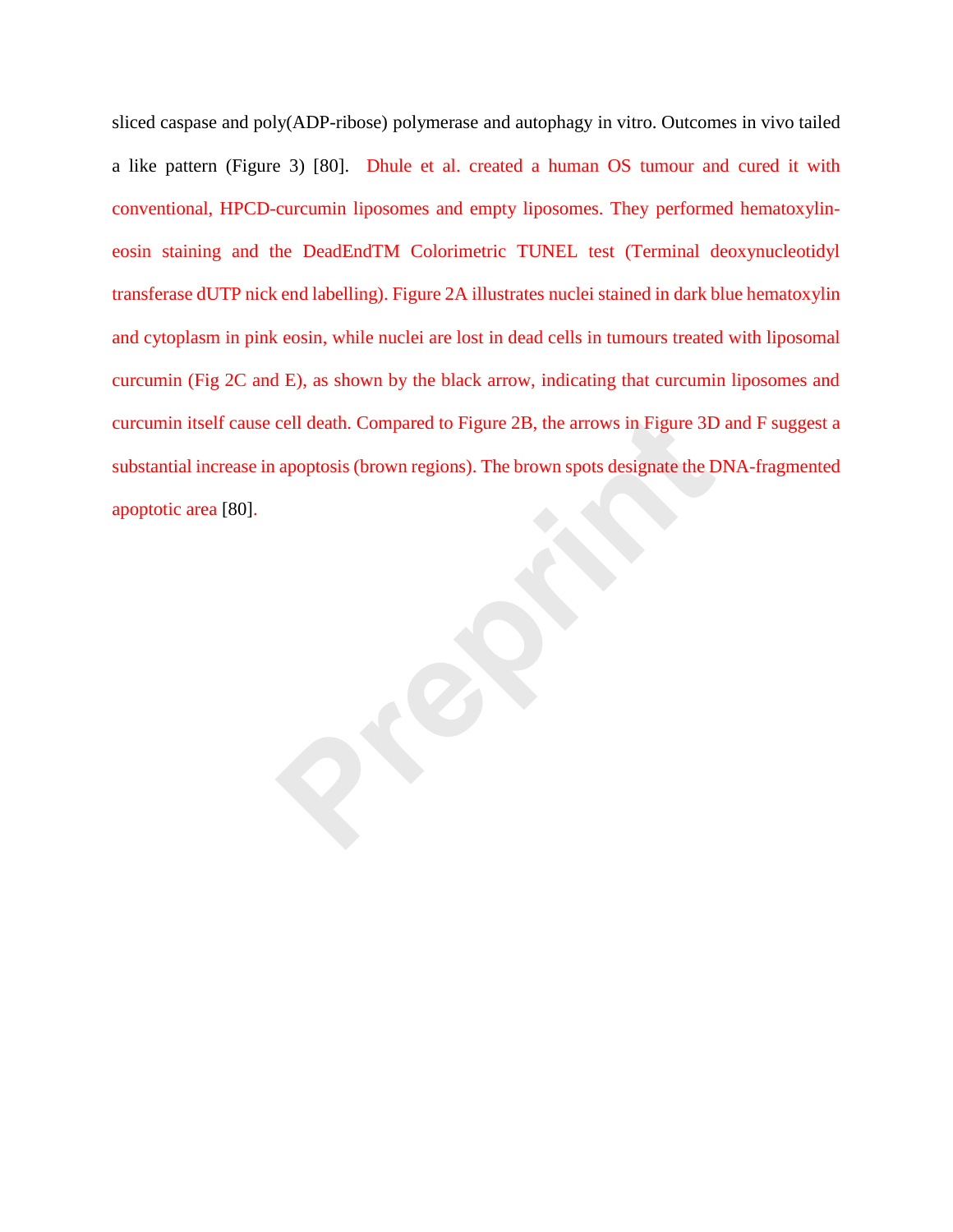sliced caspase and poly(ADP-ribose) polymerase and autophagy in vitro. Outcomes in vivo tailed a like pattern (Figure 3) [80]. Dhule et al. created a human OS tumour and cured it with conventional, HPCD-curcumin liposomes and empty liposomes. They performed hematoxylin-eosin staining and the DeadEndTM Colorimetric TUNEL test (Terminal deoxynucleotidyl transferase dUTP nick end labelling). Figure 2A illustrates nuclei stained in dark blue hematoxylin and cytoplasm in pink eosin, while nuclei are lost in dead cells in tumours treated with liposomal curcumin (Fig 2C and E), as shown by the black arrow, indicating that curcumin liposomes and curcumin itself cause cell death. Compared to Figure 2B, the arrows in Figure 3D and F suggest a substantial increase in apoptosis (brown regions). The brown spots designate the DNA-fragmented apoptotic area [80].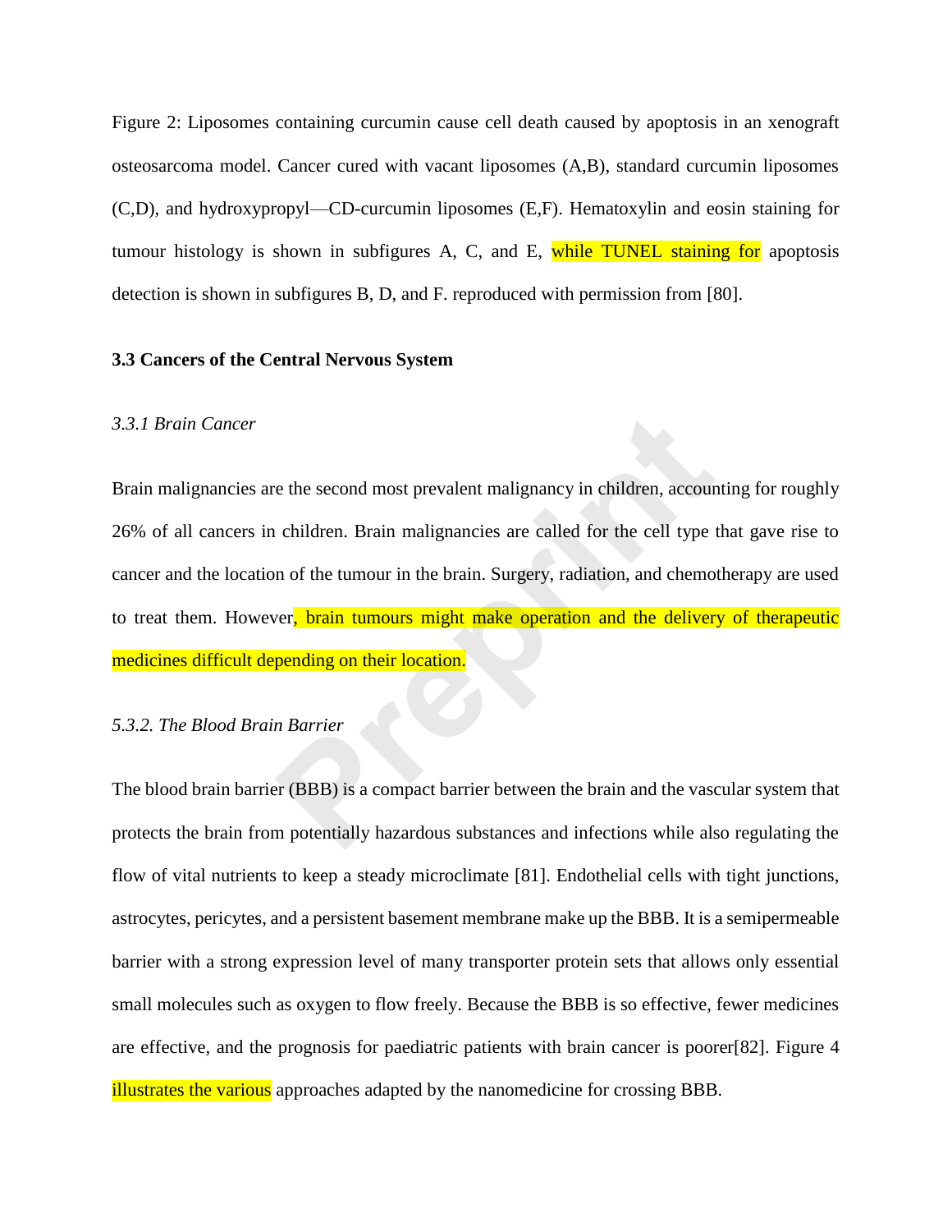Figure 2: Liposomes containing curcumin cause cell death caused by apoptosis in an xenograft osteosarcoma model. Cancer cured with vacant liposomes (A,B), standard curcumin liposomes (C,D), and hydroxypropyl—CD-curcumin liposomes (E,F). Hematoxylin and eosin staining for tumour histology is shown in subfigures A, C, and E, while TUNEL staining for apoptosis detection is shown in subfigures B, D, and F. reproduced with permission from [80].

### 3.3 Cancers of the Central Nervous System

#### *3.3.1 Brain Cancer*

Brain malignancies are the second most prevalent malignancy in children, accounting for roughly 26% of all cancers in children. Brain malignancies are called for the cell type that gave rise to cancer and the location of the tumour in the brain. Surgery, radiation, and chemotherapy are used to treat them. However, brain tumours might make operation and the delivery of therapeutic medicines difficult depending on their location.

#### *5.3.2. The Blood Brain Barrier*

The blood brain barrier (BBB) is a compact barrier between the brain and the vascular system that protects the brain from potentially hazardous substances and infections while also regulating the flow of vital nutrients to keep a steady microclimate [81]. Endothelial cells with tight junctions, astrocytes, pericytes, and a persistent basement membrane make up the BBB. It is a semipermeable barrier with a strong expression level of many transporter protein sets that allows only essential small molecules such as oxygen to flow freely. Because the BBB is so effective, fewer medicines are effective, and the prognosis for paediatric patients with brain cancer is poorer[82]. Figure 4 illustrates the various approaches adapted by the nanomedicine for crossing BBB.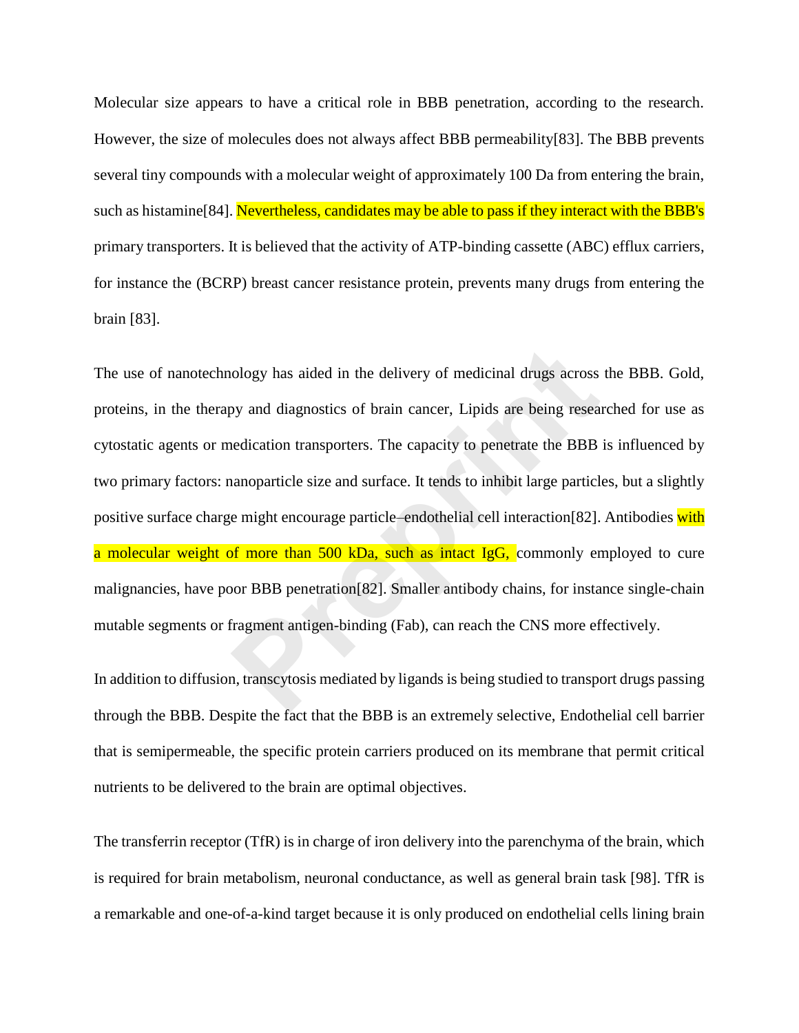Molecular size appears to have a critical role in BBB penetration, according to the research. However, the size of molecules does not always affect BBB permeability[83]. The BBB prevents several tiny compounds with a molecular weight of approximately 100 Da from entering the brain, such as histamine[84]. Nevertheless, candidates may be able to pass if they interact with the BBB's primary transporters. It is believed that the activity of ATP-binding cassette (ABC) efflux carriers, for instance the (BCRP) breast cancer resistance protein, prevents many drugs from entering the brain [83].

The use of nanotechnology has aided in the delivery of medicinal drugs across the BBB. Gold, proteins, in the therapy and diagnostics of brain cancer, Lipids are being researched for use as cytostatic agents or medication transporters. The capacity to penetrate the BBB is influenced by two primary factors: nanoparticle size and surface. It tends to inhibit large particles, but a slightly positive surface charge might encourage particle–endothelial cell interaction[82]. Antibodies with a molecular weight of more than 500 kDa, such as intact IgG, commonly employed to cure malignancies, have poor BBB penetration[82]. Smaller antibody chains, for instance single-chain mutable segments or fragment antigen-binding (Fab), can reach the CNS more effectively.

In addition to diffusion, transcytosis mediated by ligands is being studied to transport drugs passing through the BBB. Despite the fact that the BBB is an extremely selective, Endothelial cell barrier that is semipermeable, the specific protein carriers produced on its membrane that permit critical nutrients to be delivered to the brain are optimal objectives.

The transferrin receptor (TfR) is in charge of iron delivery into the parenchyma of the brain, which is required for brain metabolism, neuronal conductance, as well as general brain task [98]. TfR is a remarkable and one-of-a-kind target because it is only produced on endothelial cells lining brain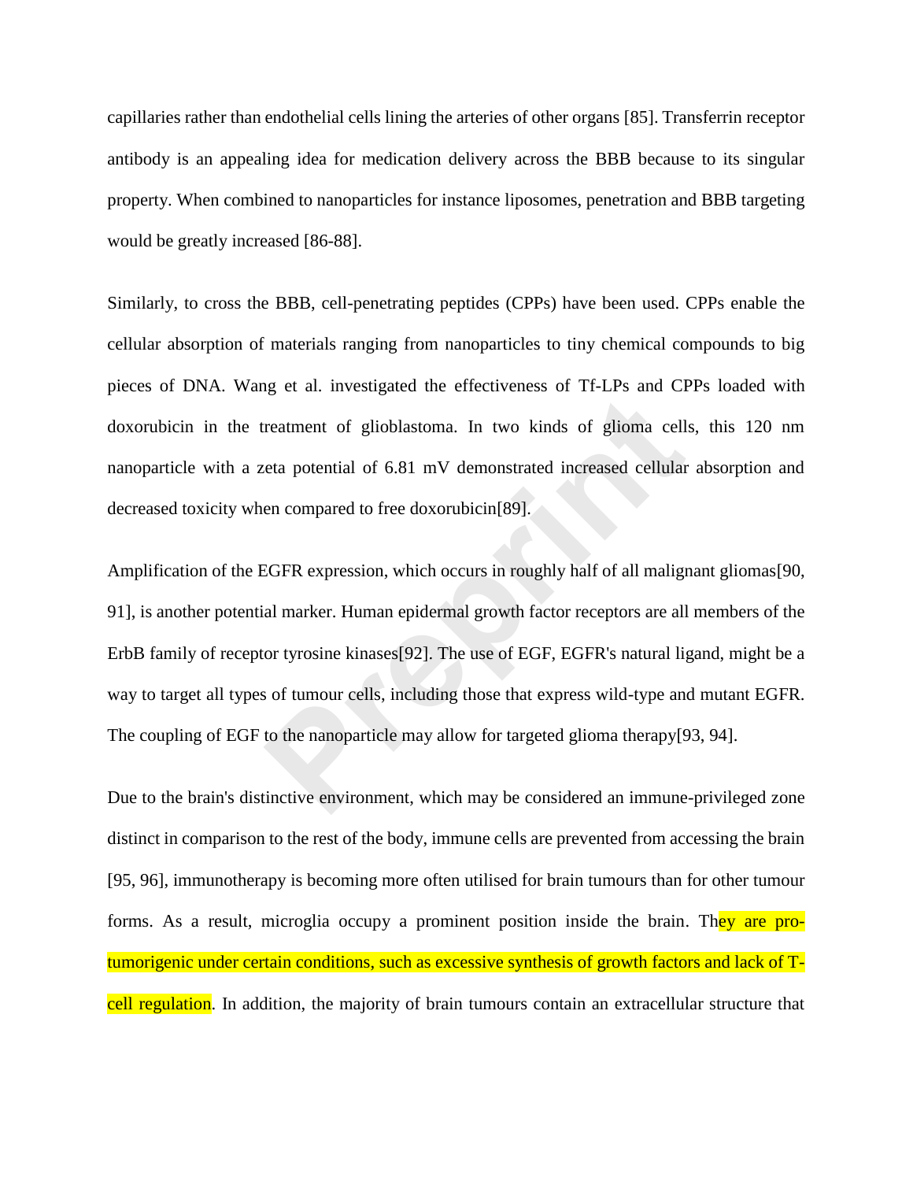capillaries rather than endothelial cells lining the arteries of other organs [85]. Transferrin receptor antibody is an appealing idea for medication delivery across the BBB because to its singular property. When combined to nanoparticles for instance liposomes, penetration and BBB targeting would be greatly increased [86-88].

Similarly, to cross the BBB, cell-penetrating peptides (CPPs) have been used. CPPs enable the cellular absorption of materials ranging from nanoparticles to tiny chemical compounds to big pieces of DNA. Wang et al. investigated the effectiveness of Tf-LPs and CPPs loaded with doxorubicin in the treatment of glioblastoma. In two kinds of glioma cells, this 120 nm nanoparticle with a zeta potential of 6.81 mV demonstrated increased cellular absorption and decreased toxicity when compared to free doxorubicin[89].

Amplification of the EGFR expression, which occurs in roughly half of all malignant gliomas[90, 91], is another potential marker. Human epidermal growth factor receptors are all members of the ErbB family of receptor tyrosine kinases[92]. The use of EGF, EGFR's natural ligand, might be a way to target all types of tumour cells, including those that express wild-type and mutant EGFR. The coupling of EGF to the nanoparticle may allow for targeted glioma therapy[93, 94].

Due to the brain's distinctive environment, which may be considered an immune-privileged zone distinct in comparison to the rest of the body, immune cells are prevented from accessing the brain [95, 96], immunotherapy is becoming more often utilised for brain tumours than for other tumour forms. As a result, microglia occupy a prominent position inside the brain. They are pro-tumorigenic under certain conditions, such as excessive synthesis of growth factors and lack of T-cell regulation. In addition, the majority of brain tumours contain an extracellular structure that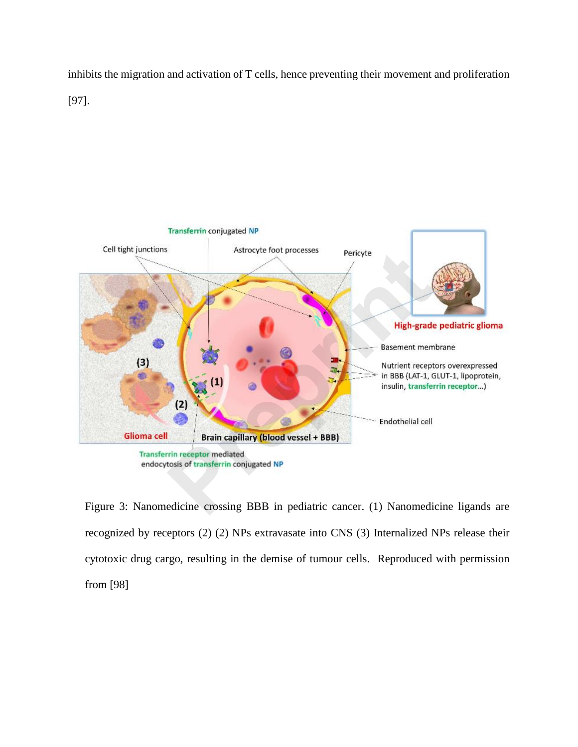inhibits the migration and activation of T cells, hence preventing their movement and proliferation [97].

Figure 3: Nanomedicine crossing BBB in pediatric cancer. (1) Nanomedicine ligands are recognized by receptors (2) (2) NPs extravasate into CNS (3) Internalized NPs release their cytotoxic drug cargo, resulting in the demise of tumour cells. Reproduced with permission from [98]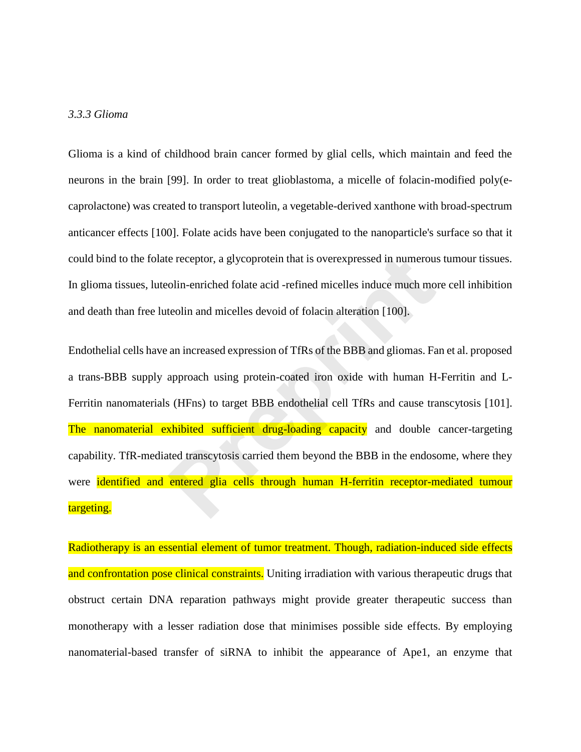*3.3.3 Glioma*

Glioma is a kind of childhood brain cancer formed by glial cells, which maintain and feed the neurons in the brain [99]. In order to treat glioblastoma, a micelle of folacin-modified poly(e-caprolactone) was created to transport luteolin, a vegetable-derived xanthone with broad-spectrum anticancer effects [100]. Folate acids have been conjugated to the nanoparticle's surface so that it could bind to the folate receptor, a glycoprotein that is overexpressed in numerous tumour tissues. In glioma tissues, luteolin-enriched folate acid -refined micelles induce much more cell inhibition and death than free luteolin and micelles devoid of folacin alteration [100].

Endothelial cells have an increased expression of TfRs of the BBB and gliomas. Fan et al. proposed a trans-BBB supply approach using protein-coated iron oxide with human H-Ferritin and L-Ferritin nanomaterials (HFns) to target BBB endothelial cell TfRs and cause transcytosis [101]. The nanomaterial exhibited sufficient drug-loading capacity and double cancer-targeting capability. TfR-mediated transcytosis carried them beyond the BBB in the endosome, where they were identified and entered glia cells through human H-ferritin receptor-mediated tumour targeting.

Radiotherapy is an essential element of tumor treatment. Though, radiation-induced side effects and confrontation pose clinical constraints. Uniting irradiation with various therapeutic drugs that obstruct certain DNA reparation pathways might provide greater therapeutic success than monotherapy with a lesser radiation dose that minimises possible side effects. By employing nanomaterial-based transfer of siRNA to inhibit the appearance of Ape1, an enzyme that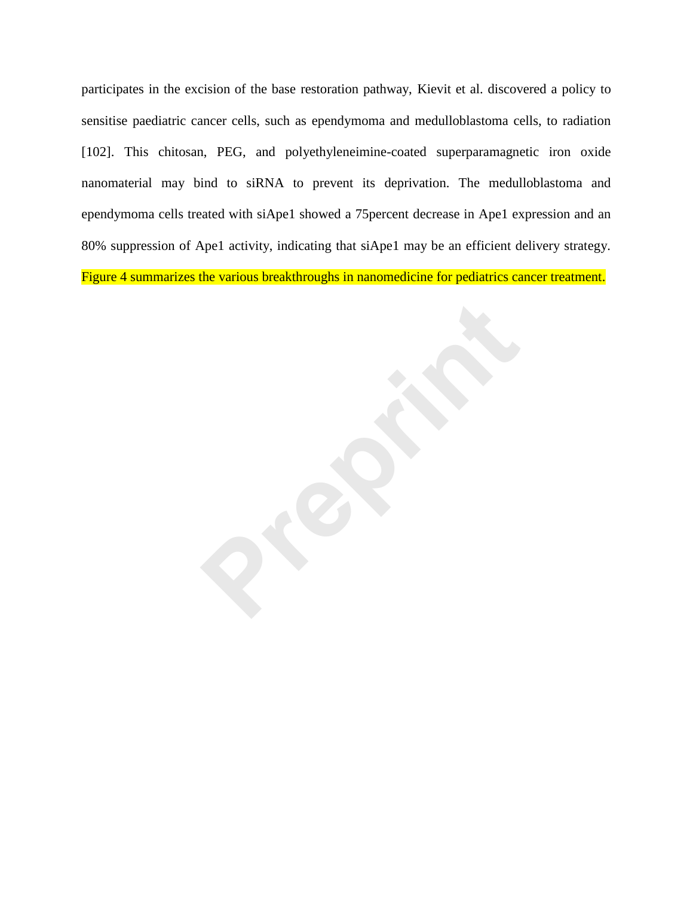participates in the excision of the base restoration pathway, Kievit et al. discovered a policy to sensitise paediatric cancer cells, such as ependymoma and medulloblastoma cells, to radiation [102]. This chitosan, PEG, and polyethyleneimine-coated superparamagnetic iron oxide nanomaterial may bind to siRNA to prevent its deprivation. The medulloblastoma and ependymoma cells treated with siApe1 showed a 75percent decrease in Ape1 expression and an 80% suppression of Ape1 activity, indicating that siApe1 may be an efficient delivery strategy. Figure 4 summarizes the various breakthroughs in nanomedicine for pediatrics cancer treatment.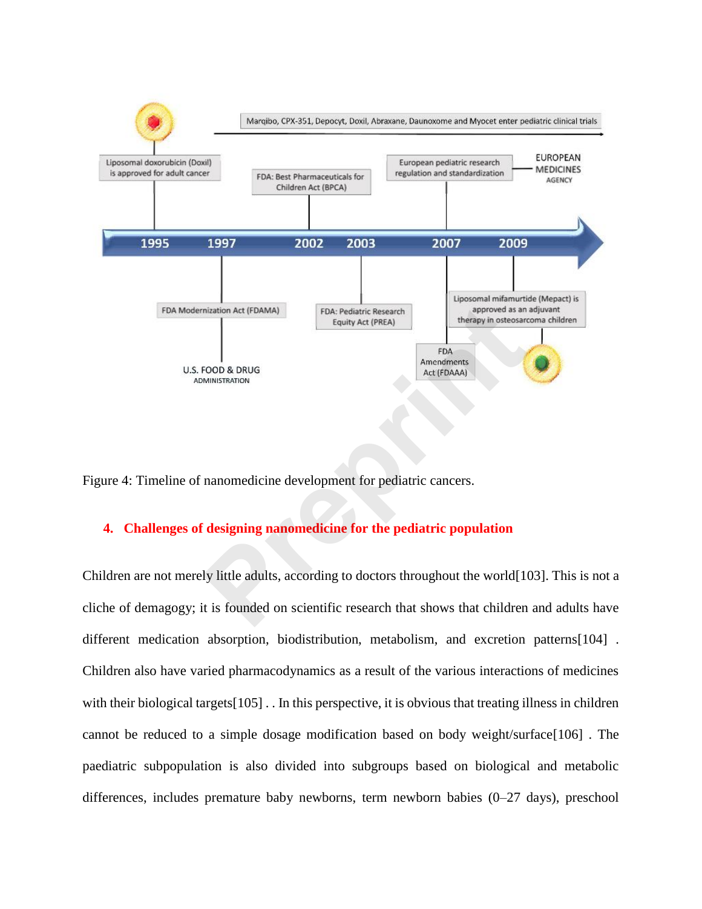Figure 4: Timeline of nanomedicine development for pediatric cancers.

## 4. Challenges of designing nanomedicine for the pediatric population

Children are not merely little adults, according to doctors throughout the world[103]. This is not a cliche of demagogy; it is founded on scientific research that shows that children and adults have different medication absorption, biodistribution, metabolism, and excretion patterns[104] . Children also have varied pharmacodynamics as a result of the various interactions of medicines with their biological targets[105] . . In this perspective, it is obvious that treating illness in children cannot be reduced to a simple dosage modification based on body weight/surface[106] . The paediatric subpopulation is also divided into subgroups based on biological and metabolic differences, includes premature baby newborns, term newborn babies (0–27 days), preschool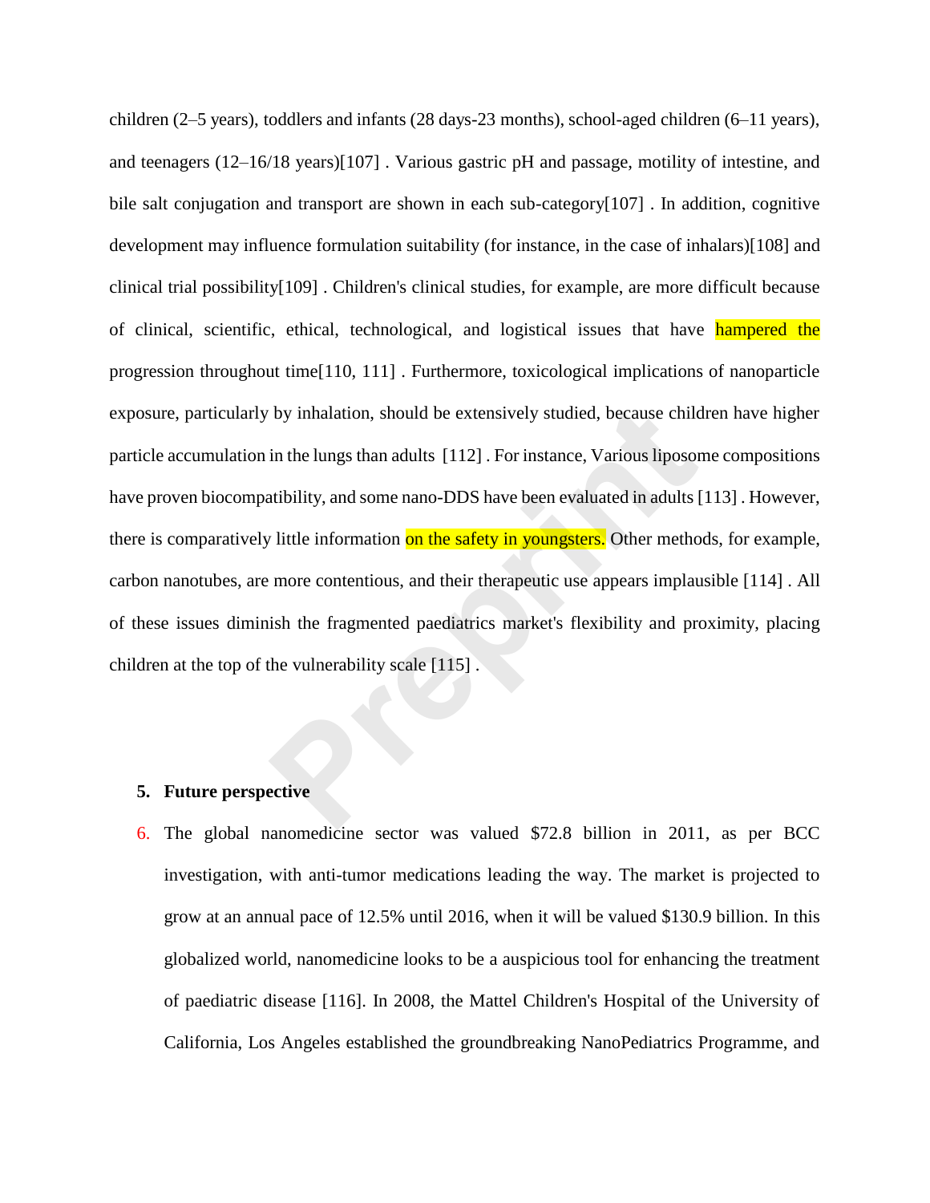children (2–5 years), toddlers and infants (28 days-23 months), school-aged children (6–11 years), and teenagers (12–16/18 years)[107] . Various gastric pH and passage, motility of intestine, and bile salt conjugation and transport are shown in each sub-category[107] . In addition, cognitive development may influence formulation suitability (for instance, in the case of inhalars)[108] and clinical trial possibility[109] . Children's clinical studies, for example, are more difficult because of clinical, scientific, ethical, technological, and logistical issues that have hampered the progression throughout time[110, 111] . Furthermore, toxicological implications of nanoparticle exposure, particularly by inhalation, should be extensively studied, because children have higher particle accumulation in the lungs than adults [112] . For instance, Various liposome compositions have proven biocompatibility, and some nano-DDS have been evaluated in adults [113] . However, there is comparatively little information on the safety in youngsters. Other methods, for example, carbon nanotubes, are more contentious, and their therapeutic use appears implausible [114] . All of these issues diminish the fragmented paediatrics market's flexibility and proximity, placing children at the top of the vulnerability scale [115] .

## 5. Future perspective

6. The global nanomedicine sector was valued $72.8 billion in 2011, as per BCC investigation, with anti-tumor medications leading the way. The market is projected to grow at an annual pace of 12.5% until 2016, when it will be valued $130.9 billion. In this globalized world, nanomedicine looks to be a auspicious tool for enhancing the treatment of paediatric disease [116]. In 2008, the Mattel Children's Hospital of the University of California, Los Angeles established the groundbreaking NanoPediatrics Programme, and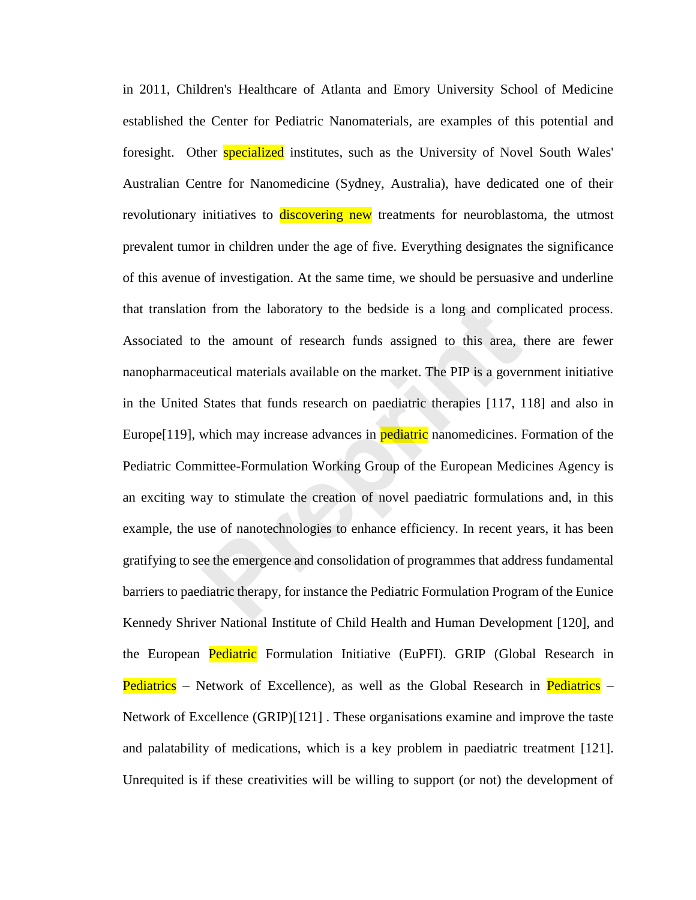in 2011, Children's Healthcare of Atlanta and Emory University School of Medicine established the Center for Pediatric Nanomaterials, are examples of this potential and foresight. Other specialized institutes, such as the University of Novel South Wales' Australian Centre for Nanomedicine (Sydney, Australia), have dedicated one of their revolutionary initiatives to discovering new treatments for neuroblastoma, the utmost prevalent tumor in children under the age of five. Everything designates the significance of this avenue of investigation. At the same time, we should be persuasive and underline that translation from the laboratory to the bedside is a long and complicated process. Associated to the amount of research funds assigned to this area, there are fewer nanopharmaceutical materials available on the market. The PIP is a government initiative in the United States that funds research on paediatric therapies [117, 118] and also in Europe[119], which may increase advances in pediatric nanomedicines. Formation of the Pediatric Committee-Formulation Working Group of the European Medicines Agency is an exciting way to stimulate the creation of novel paediatric formulations and, in this example, the use of nanotechnologies to enhance efficiency. In recent years, it has been gratifying to see the emergence and consolidation of programmes that address fundamental barriers to paediatric therapy, for instance the Pediatric Formulation Program of the Eunice Kennedy Shriver National Institute of Child Health and Human Development [120], and the European Pediatric Formulation Initiative (EuPFI). GRIP (Global Research in Pediatrics – Network of Excellence), as well as the Global Research in Pediatrics – Network of Excellence (GRIP)[121] . These organisations examine and improve the taste and palatability of medications, which is a key problem in paediatric treatment [121]. Unrequited is if these creativities will be willing to support (or not) the development of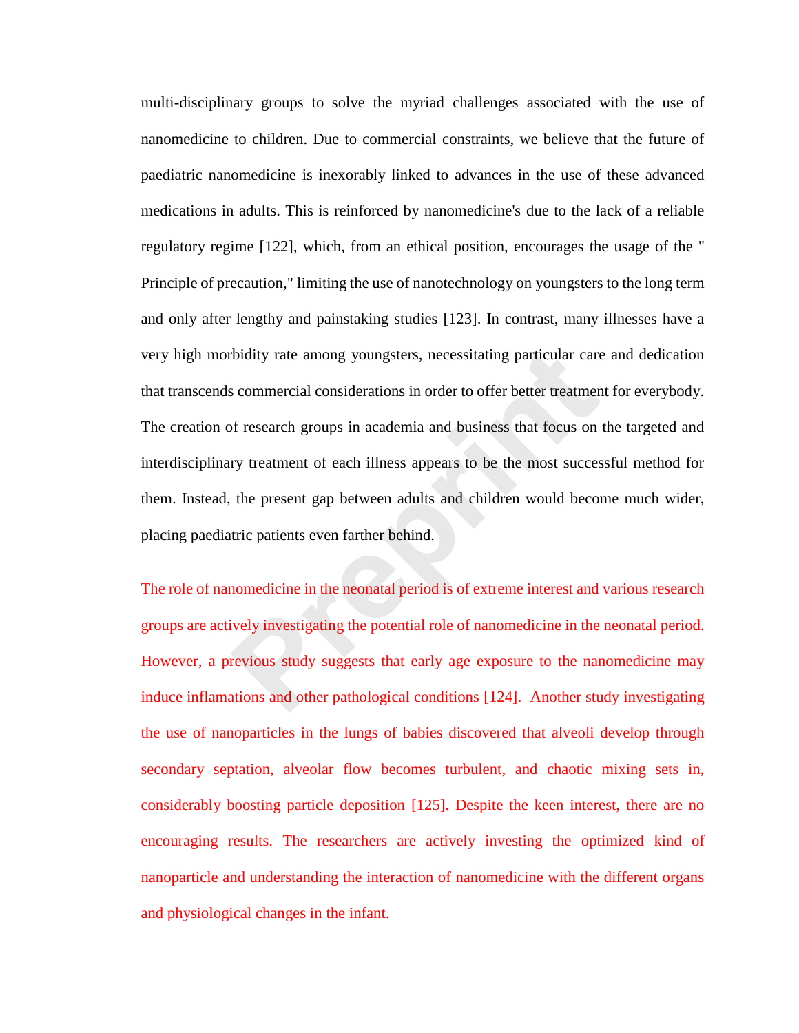multi-disciplinary groups to solve the myriad challenges associated with the use of nanomedicine to children. Due to commercial constraints, we believe that the future of paediatric nanomedicine is inexorably linked to advances in the use of these advanced medications in adults. This is reinforced by nanomedicine's due to the lack of a reliable regulatory regime [122], which, from an ethical position, encourages the usage of the " Principle of precaution," limiting the use of nanotechnology on youngsters to the long term and only after lengthy and painstaking studies [123]. In contrast, many illnesses have a very high morbidity rate among youngsters, necessitating particular care and dedication that transcends commercial considerations in order to offer better treatment for everybody. The creation of research groups in academia and business that focus on the targeted and interdisciplinary treatment of each illness appears to be the most successful method for them. Instead, the present gap between adults and children would become much wider, placing paediatric patients even farther behind.

The role of nanomedicine in the neonatal period is of extreme interest and various research groups are actively investigating the potential role of nanomedicine in the neonatal period. However, a previous study suggests that early age exposure to the nanomedicine may induce inflamations and other pathological conditions [124]. Another study investigating the use of nanoparticles in the lungs of babies discovered that alveoli develop through secondary septation, alveolar flow becomes turbulent, and chaotic mixing sets in, considerably boosting particle deposition [125]. Despite the keen interest, there are no encouraging results. The researchers are actively investing the optimized kind of nanoparticle and understanding the interaction of nanomedicine with the different organs and physiological changes in the infant.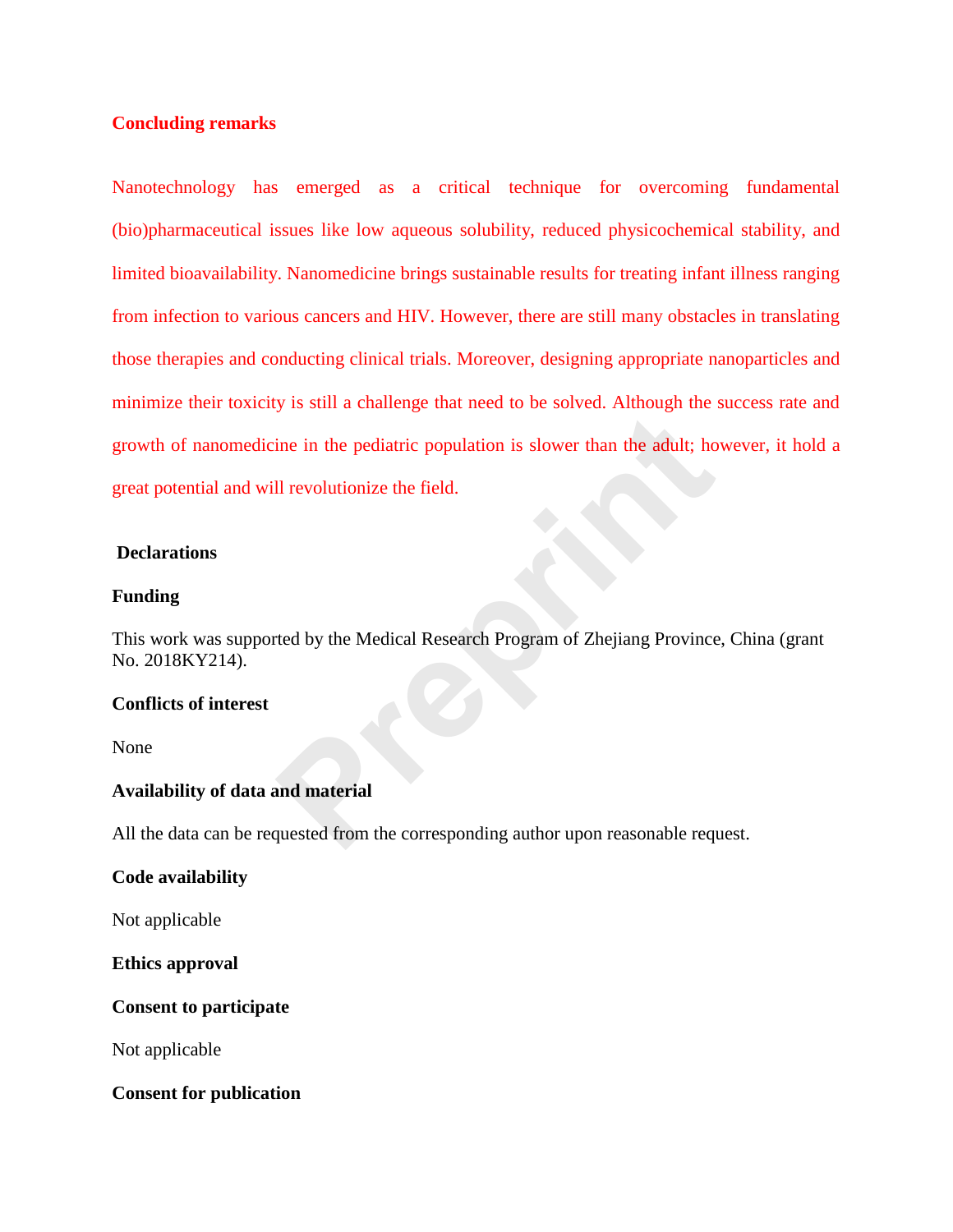## Concluding remarks

Nanotechnology has emerged as a critical technique for overcoming fundamental (bio)pharmaceutical issues like low aqueous solubility, reduced physicochemical stability, and limited bioavailability. Nanomedicine brings sustainable results for treating infant illness ranging from infection to various cancers and HIV. However, there are still many obstacles in translating those therapies and conducting clinical trials. Moreover, designing appropriate nanoparticles and minimize their toxicity is still a challenge that need to be solved. Although the success rate and growth of nanomedicine in the pediatric population is slower than the adult; however, it hold a great potential and will revolutionize the field.

## Declarations

### Funding

This work was supported by the Medical Research Program of Zhejiang Province, China (grant No. 2018KY214).

### Conflicts of interest

None

### Availability of data and material

All the data can be requested from the corresponding author upon reasonable request.

### Code availability

Not applicable

### Ethics approval

### Consent to participate

Not applicable

### Consent for publication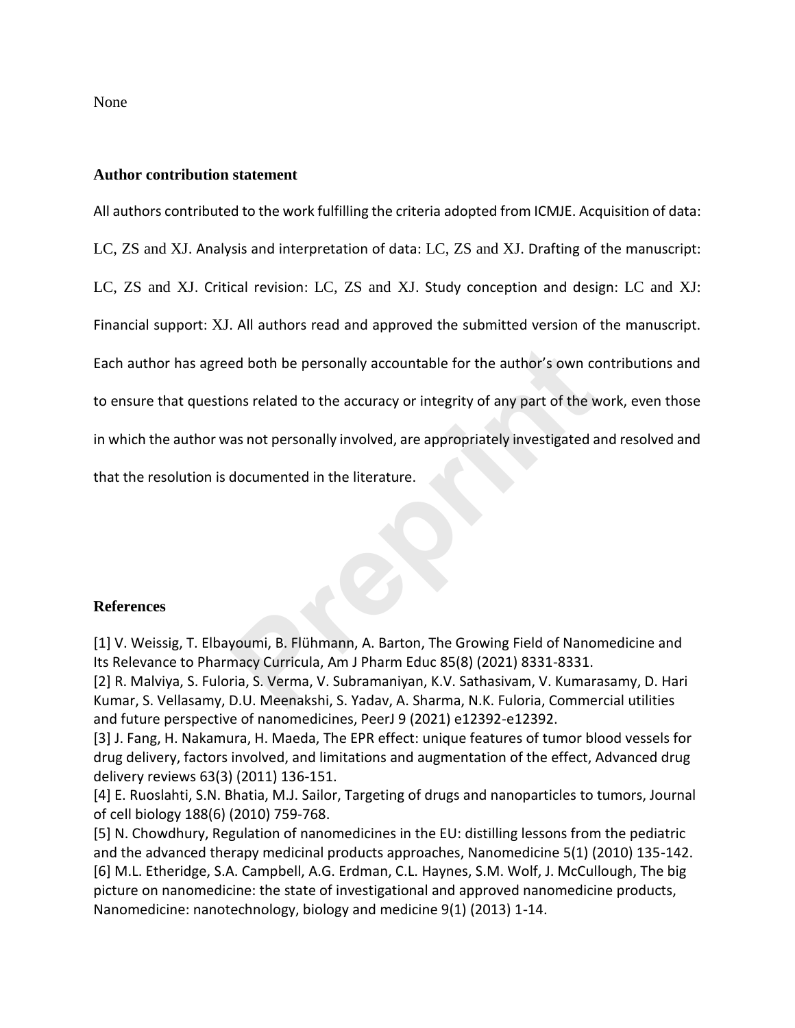None

**Author contribution statement**

All authors contributed to the work fulfilling the criteria adopted from ICMJE. Acquisition of data: LC, ZS and XJ. Analysis and interpretation of data: LC, ZS and XJ. Drafting of the manuscript: LC, ZS and XJ. Critical revision: LC, ZS and XJ. Study conception and design: LC and XJ: Financial support: XJ. All authors read and approved the submitted version of the manuscript. Each author has agreed both be personally accountable for the author's own contributions and to ensure that questions related to the accuracy or integrity of any part of the work, even those in which the author was not personally involved, are appropriately investigated and resolved and that the resolution is documented in the literature.

**References**

[1] V. Weissig, T. Elbayoumi, B. Flühmann, A. Barton, The Growing Field of Nanomedicine and Its Relevance to Pharmacy Curricula, Am J Pharm Educ 85(8) (2021) 8331-8331.
[2] R. Malviya, S. Fuloria, S. Verma, V. Subramaniyan, K.V. Sathasivam, V. Kumarasamy, D. Hari Kumar, S. Vellasamy, D.U. Meenakshi, S. Yadav, A. Sharma, N.K. Fuloria, Commercial utilities and future perspective of nanomedicines, PeerJ 9 (2021) e12392-e12392.
[3] J. Fang, H. Nakamura, H. Maeda, The EPR effect: unique features of tumor blood vessels for drug delivery, factors involved, and limitations and augmentation of the effect, Advanced drug delivery reviews 63(3) (2011) 136-151.
[4] E. Ruoslahti, S.N. Bhatia, M.J. Sailor, Targeting of drugs and nanoparticles to tumors, Journal of cell biology 188(6) (2010) 759-768.
[5] N. Chowdhury, Regulation of nanomedicines in the EU: distilling lessons from the pediatric and the advanced therapy medicinal products approaches, Nanomedicine 5(1) (2010) 135-142.
[6] M.L. Etheridge, S.A. Campbell, A.G. Erdman, C.L. Haynes, S.M. Wolf, J. McCullough, The big picture on nanomedicine: the state of investigational and approved nanomedicine products, Nanomedicine: nanotechnology, biology and medicine 9(1) (2013) 1-14.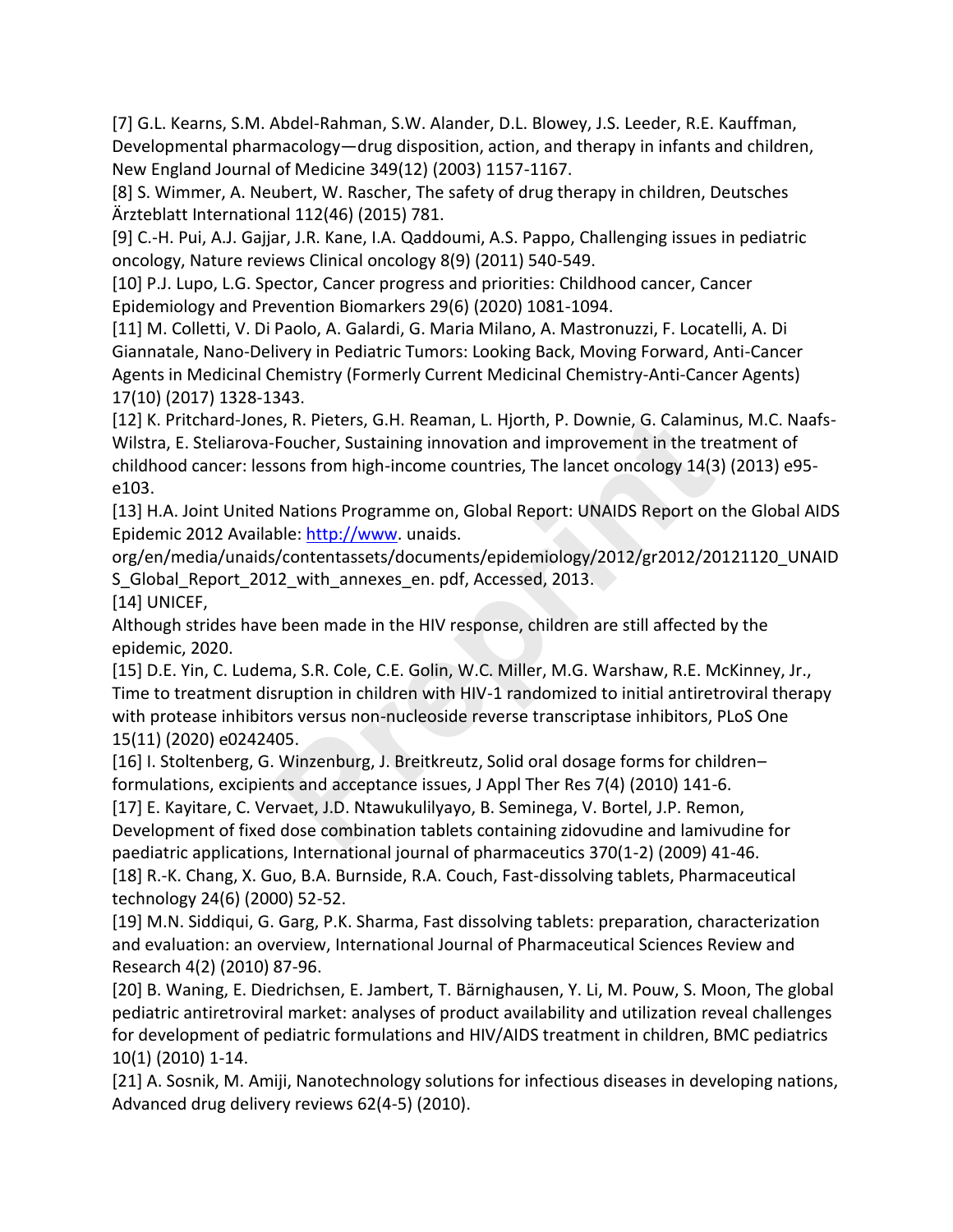[7] G.L. Kearns, S.M. Abdel-Rahman, S.W. Alander, D.L. Blowey, J.S. Leeder, R.E. Kauffman, Developmental pharmacology—drug disposition, action, and therapy in infants and children, New England Journal of Medicine 349(12) (2003) 1157-1167.

[8] S. Wimmer, A. Neubert, W. Rascher, The safety of drug therapy in children, Deutsches Ärzteblatt International 112(46) (2015) 781.

[9] C.-H. Pui, A.J. Gajjar, J.R. Kane, I.A. Qaddoumi, A.S. Pappo, Challenging issues in pediatric oncology, Nature reviews Clinical oncology 8(9) (2011) 540-549.

[10] P.J. Lupo, L.G. Spector, Cancer progress and priorities: Childhood cancer, Cancer Epidemiology and Prevention Biomarkers 29(6) (2020) 1081-1094.

[11] M. Colletti, V. Di Paolo, A. Galardi, G. Maria Milano, A. Mastronuzzi, F. Locatelli, A. Di Giannatale, Nano-Delivery in Pediatric Tumors: Looking Back, Moving Forward, Anti-Cancer Agents in Medicinal Chemistry (Formerly Current Medicinal Chemistry-Anti-Cancer Agents) 17(10) (2017) 1328-1343.

[12] K. Pritchard-Jones, R. Pieters, G.H. Reaman, L. Hjorth, P. Downie, G. Calaminus, M.C. Naafs-Wilstra, E. Steliarova-Foucher, Sustaining innovation and improvement in the treatment of childhood cancer: lessons from high-income countries, The lancet oncology 14(3) (2013) e95-e103.

[13] H.A. Joint United Nations Programme on, Global Report: UNAIDS Report on the Global AIDS Epidemic 2012 Available: http://www. unaids. org/en/media/unaids/contentassets/documents/epidemiology/2012/gr2012/20121120_UNAIDS_Global_Report_2012_with_annexes_en. pdf, Accessed, 2013.

[14] UNICEF, Although strides have been made in the HIV response, children are still affected by the epidemic, 2020.

[15] D.E. Yin, C. Ludema, S.R. Cole, C.E. Golin, W.C. Miller, M.G. Warshaw, R.E. McKinney, Jr., Time to treatment disruption in children with HIV-1 randomized to initial antiretroviral therapy with protease inhibitors versus non-nucleoside reverse transcriptase inhibitors, PLoS One 15(11) (2020) e0242405.

[16] I. Stoltenberg, G. Winzenburg, J. Breitkreutz, Solid oral dosage forms for children–formulations, excipients and acceptance issues, J Appl Ther Res 7(4) (2010) 141-6.

[17] E. Kayitare, C. Vervaet, J.D. Ntawukulilyayo, B. Seminega, V. Bortel, J.P. Remon, Development of fixed dose combination tablets containing zidovudine and lamivudine for paediatric applications, International journal of pharmaceutics 370(1-2) (2009) 41-46.

[18] R.-K. Chang, X. Guo, B.A. Burnside, R.A. Couch, Fast-dissolving tablets, Pharmaceutical technology 24(6) (2000) 52-52.

[19] M.N. Siddiqui, G. Garg, P.K. Sharma, Fast dissolving tablets: preparation, characterization and evaluation: an overview, International Journal of Pharmaceutical Sciences Review and Research 4(2) (2010) 87-96.

[20] B. Waning, E. Diedrichsen, E. Jambert, T. Bärnighausen, Y. Li, M. Pouw, S. Moon, The global pediatric antiretroviral market: analyses of product availability and utilization reveal challenges for development of pediatric formulations and HIV/AIDS treatment in children, BMC pediatrics 10(1) (2010) 1-14.

[21] A. Sosnik, M. Amiji, Nanotechnology solutions for infectious diseases in developing nations, Advanced drug delivery reviews 62(4-5) (2010).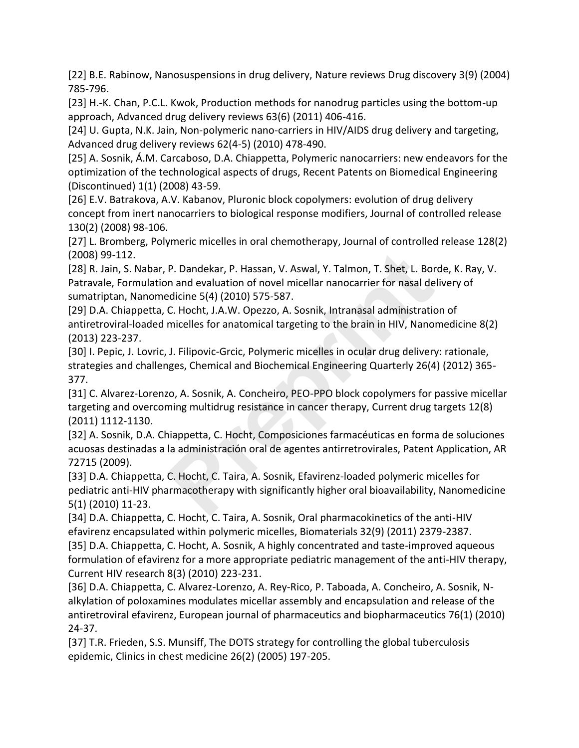[22] B.E. Rabinow, Nanosuspensions in drug delivery, Nature reviews Drug discovery 3(9) (2004) 785-796.

[23] H.-K. Chan, P.C.L. Kwok, Production methods for nanodrug particles using the bottom-up approach, Advanced drug delivery reviews 63(6) (2011) 406-416.

[24] U. Gupta, N.K. Jain, Non-polymeric nano-carriers in HIV/AIDS drug delivery and targeting, Advanced drug delivery reviews 62(4-5) (2010) 478-490.

[25] A. Sosnik, Á.M. Carcaboso, D.A. Chiappetta, Polymeric nanocarriers: new endeavors for the optimization of the technological aspects of drugs, Recent Patents on Biomedical Engineering (Discontinued) 1(1) (2008) 43-59.

[26] E.V. Batrakova, A.V. Kabanov, Pluronic block copolymers: evolution of drug delivery concept from inert nanocarriers to biological response modifiers, Journal of controlled release 130(2) (2008) 98-106.

[27] L. Bromberg, Polymeric micelles in oral chemotherapy, Journal of controlled release 128(2) (2008) 99-112.

[28] R. Jain, S. Nabar, P. Dandekar, P. Hassan, V. Aswal, Y. Talmon, T. Shet, L. Borde, K. Ray, V. Patravale, Formulation and evaluation of novel micellar nanocarrier for nasal delivery of sumatriptan, Nanomedicine 5(4) (2010) 575-587.

[29] D.A. Chiappetta, C. Hocht, J.A.W. Opezzo, A. Sosnik, Intranasal administration of antiretroviral-loaded micelles for anatomical targeting to the brain in HIV, Nanomedicine 8(2) (2013) 223-237.

[30] I. Pepic, J. Lovric, J. Filipovic-Grcic, Polymeric micelles in ocular drug delivery: rationale, strategies and challenges, Chemical and Biochemical Engineering Quarterly 26(4) (2012) 365-377.

[31] C. Alvarez-Lorenzo, A. Sosnik, A. Concheiro, PEO-PPO block copolymers for passive micellar targeting and overcoming multidrug resistance in cancer therapy, Current drug targets 12(8) (2011) 1112-1130.

[32] A. Sosnik, D.A. Chiappetta, C. Hocht, Composiciones farmacéuticas en forma de soluciones acuosas destinadas a la administración oral de agentes antirretrovirales, Patent Application, AR 72715 (2009).

[33] D.A. Chiappetta, C. Hocht, C. Taira, A. Sosnik, Efavirenz-loaded polymeric micelles for pediatric anti-HIV pharmacotherapy with significantly higher oral bioavailability, Nanomedicine 5(1) (2010) 11-23.

[34] D.A. Chiappetta, C. Hocht, C. Taira, A. Sosnik, Oral pharmacokinetics of the anti-HIV efavirenz encapsulated within polymeric micelles, Biomaterials 32(9) (2011) 2379-2387.

[35] D.A. Chiappetta, C. Hocht, A. Sosnik, A highly concentrated and taste-improved aqueous formulation of efavirenz for a more appropriate pediatric management of the anti-HIV therapy, Current HIV research 8(3) (2010) 223-231.

[36] D.A. Chiappetta, C. Alvarez-Lorenzo, A. Rey-Rico, P. Taboada, A. Concheiro, A. Sosnik, N-alkylation of poloxamines modulates micellar assembly and encapsulation and release of the antiretroviral efavirenz, European journal of pharmaceutics and biopharmaceutics 76(1) (2010) 24-37.

[37] T.R. Frieden, S.S. Munsiff, The DOTS strategy for controlling the global tuberculosis epidemic, Clinics in chest medicine 26(2) (2005) 197-205.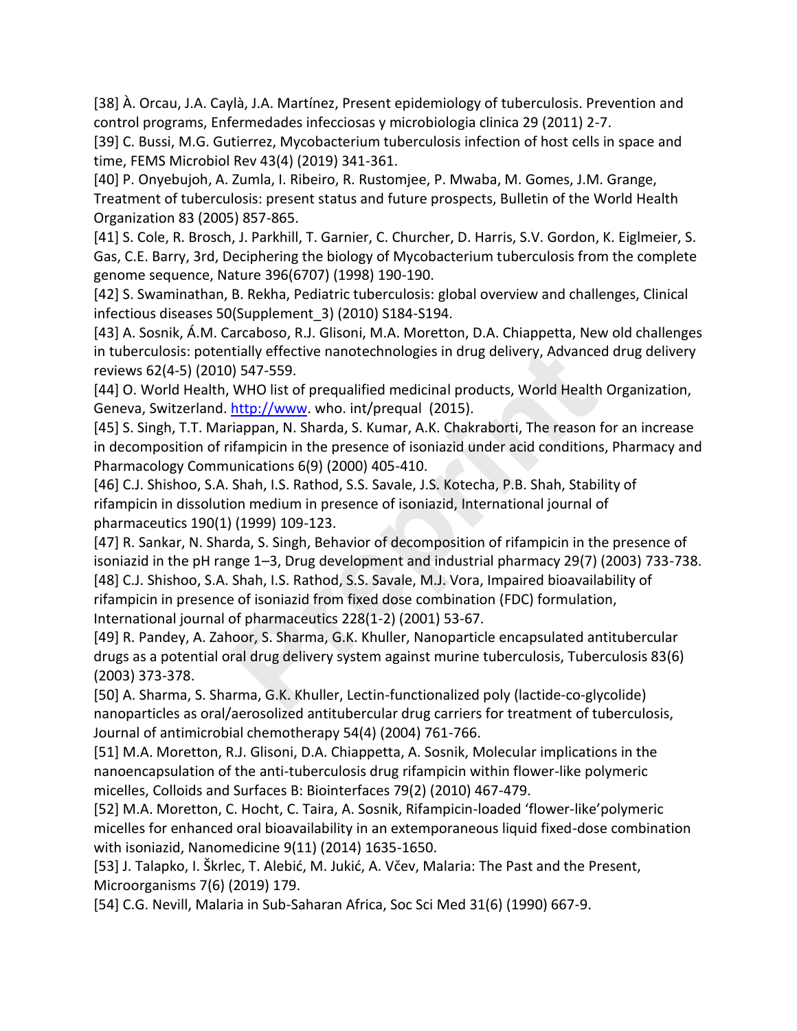[38] À. Orcau, J.A. Caylà, J.A. Martínez, Present epidemiology of tuberculosis. Prevention and control programs, Enfermedades infecciosas y microbiologia clinica 29 (2011) 2-7.

[39] C. Bussi, M.G. Gutierrez, Mycobacterium tuberculosis infection of host cells in space and time, FEMS Microbiol Rev 43(4) (2019) 341-361.

[40] P. Onyebujoh, A. Zumla, I. Ribeiro, R. Rustomjee, P. Mwaba, M. Gomes, J.M. Grange, Treatment of tuberculosis: present status and future prospects, Bulletin of the World Health Organization 83 (2005) 857-865.

[41] S. Cole, R. Brosch, J. Parkhill, T. Garnier, C. Churcher, D. Harris, S.V. Gordon, K. Eiglmeier, S. Gas, C.E. Barry, 3rd, Deciphering the biology of Mycobacterium tuberculosis from the complete genome sequence, Nature 396(6707) (1998) 190-190.

[42] S. Swaminathan, B. Rekha, Pediatric tuberculosis: global overview and challenges, Clinical infectious diseases 50(Supplement_3) (2010) S184-S194.

[43] A. Sosnik, Á.M. Carcaboso, R.J. Glisoni, M.A. Moretton, D.A. Chiappetta, New old challenges in tuberculosis: potentially effective nanotechnologies in drug delivery, Advanced drug delivery reviews 62(4-5) (2010) 547-559.

[44] O. World Health, WHO list of prequalified medicinal products, World Health Organization, Geneva, Switzerland. http://www. who. int/prequal (2015).

[45] S. Singh, T.T. Mariappan, N. Sharda, S. Kumar, A.K. Chakraborti, The reason for an increase in decomposition of rifampicin in the presence of isoniazid under acid conditions, Pharmacy and Pharmacology Communications 6(9) (2000) 405-410.

[46] C.J. Shishoo, S.A. Shah, I.S. Rathod, S.S. Savale, J.S. Kotecha, P.B. Shah, Stability of rifampicin in dissolution medium in presence of isoniazid, International journal of pharmaceutics 190(1) (1999) 109-123.

[47] R. Sankar, N. Sharda, S. Singh, Behavior of decomposition of rifampicin in the presence of isoniazid in the pH range 1–3, Drug development and industrial pharmacy 29(7) (2003) 733-738.

[48] C.J. Shishoo, S.A. Shah, I.S. Rathod, S.S. Savale, M.J. Vora, Impaired bioavailability of rifampicin in presence of isoniazid from fixed dose combination (FDC) formulation, International journal of pharmaceutics 228(1-2) (2001) 53-67.

[49] R. Pandey, A. Zahoor, S. Sharma, G.K. Khuller, Nanoparticle encapsulated antitubercular drugs as a potential oral drug delivery system against murine tuberculosis, Tuberculosis 83(6) (2003) 373-378.

[50] A. Sharma, S. Sharma, G.K. Khuller, Lectin-functionalized poly (lactide-co-glycolide) nanoparticles as oral/aerosolized antitubercular drug carriers for treatment of tuberculosis, Journal of antimicrobial chemotherapy 54(4) (2004) 761-766.

[51] M.A. Moretton, R.J. Glisoni, D.A. Chiappetta, A. Sosnik, Molecular implications in the nanoencapsulation of the anti-tuberculosis drug rifampicin within flower-like polymeric micelles, Colloids and Surfaces B: Biointerfaces 79(2) (2010) 467-479.

[52] M.A. Moretton, C. Hocht, C. Taira, A. Sosnik, Rifampicin-loaded 'flower-like'polymeric micelles for enhanced oral bioavailability in an extemporaneous liquid fixed-dose combination with isoniazid, Nanomedicine 9(11) (2014) 1635-1650.

[53] J. Talapko, I. Škrlec, T. Alebić, M. Jukić, A. Včev, Malaria: The Past and the Present, Microorganisms 7(6) (2019) 179.

[54] C.G. Nevill, Malaria in Sub-Saharan Africa, Soc Sci Med 31(6) (1990) 667-9.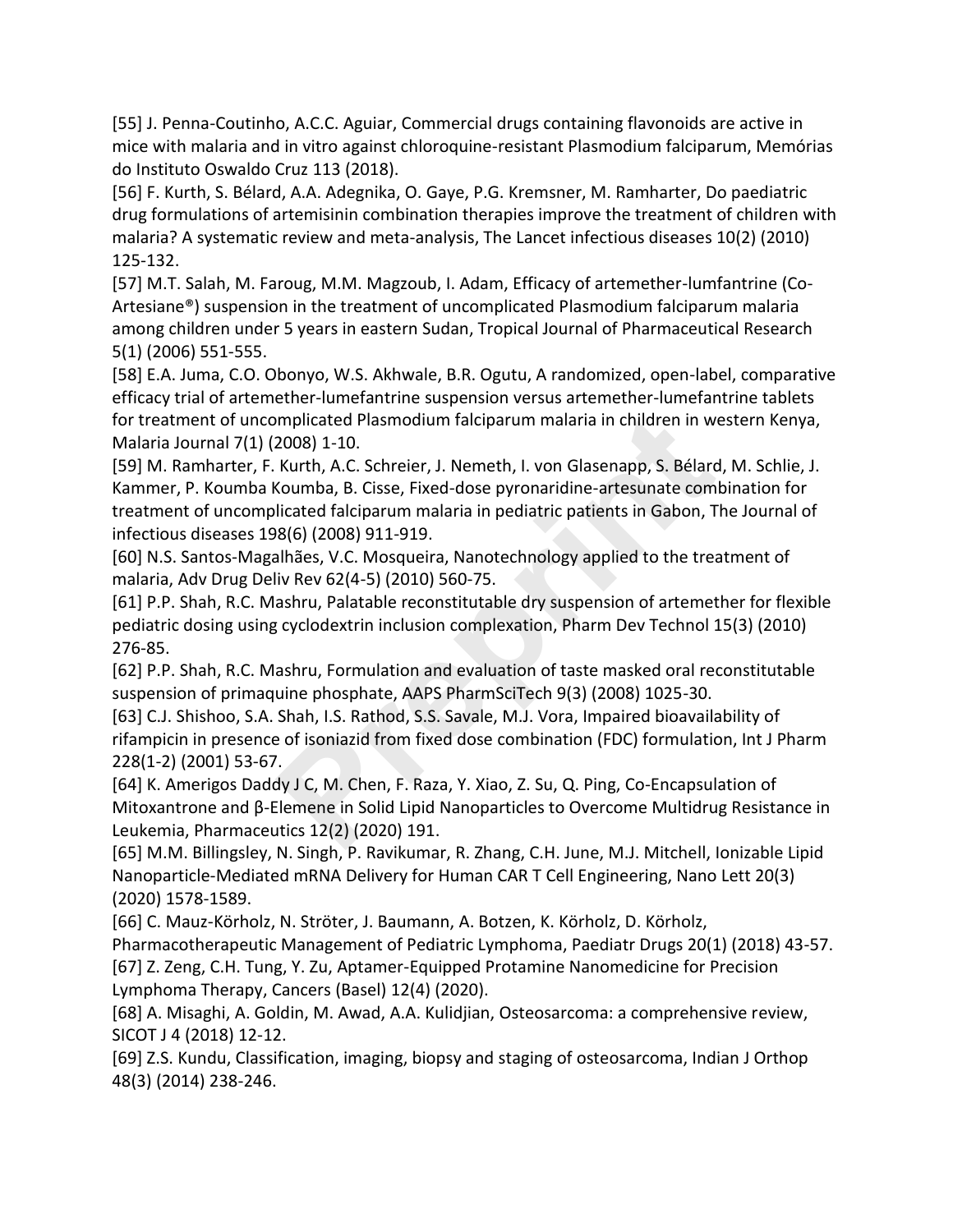[55] J. Penna-Coutinho, A.C.C. Aguiar, Commercial drugs containing flavonoids are active in mice with malaria and in vitro against chloroquine-resistant Plasmodium falciparum, Memórias do Instituto Oswaldo Cruz 113 (2018).

[56] F. Kurth, S. Bélard, A.A. Adegnika, O. Gaye, P.G. Kremsner, M. Ramharter, Do paediatric drug formulations of artemisinin combination therapies improve the treatment of children with malaria? A systematic review and meta-analysis, The Lancet infectious diseases 10(2) (2010) 125-132.

[57] M.T. Salah, M. Faroug, M.M. Magzoub, I. Adam, Efficacy of artemether-lumfantrine (Co-Artesiane®) suspension in the treatment of uncomplicated Plasmodium falciparum malaria among children under 5 years in eastern Sudan, Tropical Journal of Pharmaceutical Research 5(1) (2006) 551-555.

[58] E.A. Juma, C.O. Obonyo, W.S. Akhwale, B.R. Ogutu, A randomized, open-label, comparative efficacy trial of artemether-lumefantrine suspension versus artemether-lumefantrine tablets for treatment of uncomplicated Plasmodium falciparum malaria in children in western Kenya, Malaria Journal 7(1) (2008) 1-10.

[59] M. Ramharter, F. Kurth, A.C. Schreier, J. Nemeth, I. von Glasenapp, S. Bélard, M. Schlie, J. Kammer, P. Koumba Koumba, B. Cisse, Fixed-dose pyronaridine-artesunate combination for treatment of uncomplicated falciparum malaria in pediatric patients in Gabon, The Journal of infectious diseases 198(6) (2008) 911-919.

[60] N.S. Santos-Magalhães, V.C. Mosqueira, Nanotechnology applied to the treatment of malaria, Adv Drug Deliv Rev 62(4-5) (2010) 560-75.

[61] P.P. Shah, R.C. Mashru, Palatable reconstitutable dry suspension of artemether for flexible pediatric dosing using cyclodextrin inclusion complexation, Pharm Dev Technol 15(3) (2010) 276-85.

[62] P.P. Shah, R.C. Mashru, Formulation and evaluation of taste masked oral reconstitutable suspension of primaquine phosphate, AAPS PharmSciTech 9(3) (2008) 1025-30.

[63] C.J. Shishoo, S.A. Shah, I.S. Rathod, S.S. Savale, M.J. Vora, Impaired bioavailability of rifampicin in presence of isoniazid from fixed dose combination (FDC) formulation, Int J Pharm 228(1-2) (2001) 53-67.

[64] K. Amerigos Daddy J C, M. Chen, F. Raza, Y. Xiao, Z. Su, Q. Ping, Co-Encapsulation of Mitoxantrone and β-Elemene in Solid Lipid Nanoparticles to Overcome Multidrug Resistance in Leukemia, Pharmaceutics 12(2) (2020) 191.

[65] M.M. Billingsley, N. Singh, P. Ravikumar, R. Zhang, C.H. June, M.J. Mitchell, Ionizable Lipid Nanoparticle-Mediated mRNA Delivery for Human CAR T Cell Engineering, Nano Lett 20(3) (2020) 1578-1589.

[66] C. Mauz-Körholz, N. Ströter, J. Baumann, A. Botzen, K. Körholz, D. Körholz, Pharmacotherapeutic Management of Pediatric Lymphoma, Paediatr Drugs 20(1) (2018) 43-57.

[67] Z. Zeng, C.H. Tung, Y. Zu, Aptamer-Equipped Protamine Nanomedicine for Precision Lymphoma Therapy, Cancers (Basel) 12(4) (2020).

[68] A. Misaghi, A. Goldin, M. Awad, A.A. Kulidjian, Osteosarcoma: a comprehensive review, SICOT J 4 (2018) 12-12.

[69] Z.S. Kundu, Classification, imaging, biopsy and staging of osteosarcoma, Indian J Orthop 48(3) (2014) 238-246.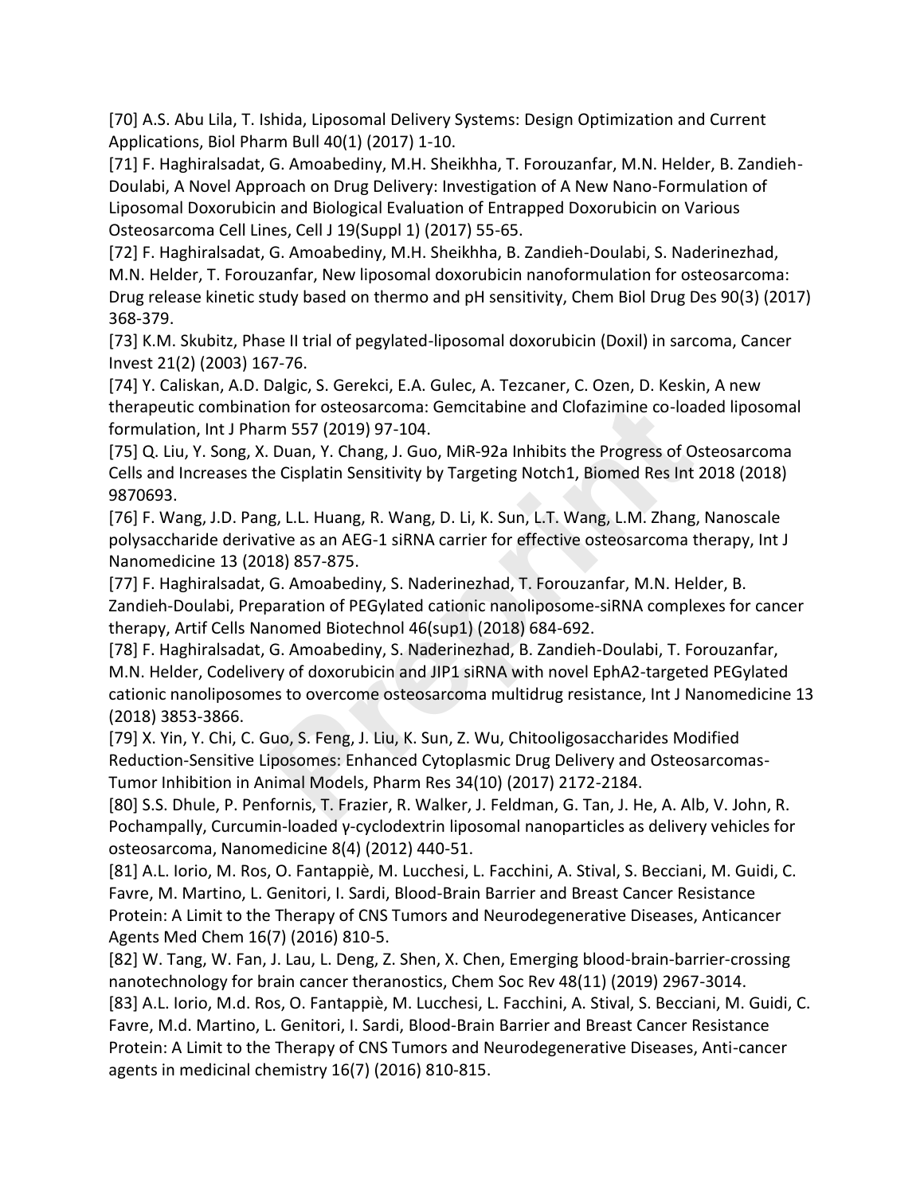[70] A.S. Abu Lila, T. Ishida, Liposomal Delivery Systems: Design Optimization and Current Applications, Biol Pharm Bull 40(1) (2017) 1-10.

[71] F. Haghiralsadat, G. Amoabediny, M.H. Sheikhha, T. Forouzanfar, M.N. Helder, B. Zandieh-Doulabi, A Novel Approach on Drug Delivery: Investigation of A New Nano-Formulation of Liposomal Doxorubicin and Biological Evaluation of Entrapped Doxorubicin on Various Osteosarcoma Cell Lines, Cell J 19(Suppl 1) (2017) 55-65.

[72] F. Haghiralsadat, G. Amoabediny, M.H. Sheikhha, B. Zandieh-Doulabi, S. Naderinezhad, M.N. Helder, T. Forouzanfar, New liposomal doxorubicin nanoformulation for osteosarcoma: Drug release kinetic study based on thermo and pH sensitivity, Chem Biol Drug Des 90(3) (2017) 368-379.

[73] K.M. Skubitz, Phase II trial of pegylated-liposomal doxorubicin (Doxil) in sarcoma, Cancer Invest 21(2) (2003) 167-76.

[74] Y. Caliskan, A.D. Dalgic, S. Gerekci, E.A. Gulec, A. Tezcaner, C. Ozen, D. Keskin, A new therapeutic combination for osteosarcoma: Gemcitabine and Clofazimine co-loaded liposomal formulation, Int J Pharm 557 (2019) 97-104.

[75] Q. Liu, Y. Song, X. Duan, Y. Chang, J. Guo, MiR-92a Inhibits the Progress of Osteosarcoma Cells and Increases the Cisplatin Sensitivity by Targeting Notch1, Biomed Res Int 2018 (2018) 9870693.

[76] F. Wang, J.D. Pang, L.L. Huang, R. Wang, D. Li, K. Sun, L.T. Wang, L.M. Zhang, Nanoscale polysaccharide derivative as an AEG-1 siRNA carrier for effective osteosarcoma therapy, Int J Nanomedicine 13 (2018) 857-875.

[77] F. Haghiralsadat, G. Amoabediny, S. Naderinezhad, T. Forouzanfar, M.N. Helder, B. Zandieh-Doulabi, Preparation of PEGylated cationic nanoliposome-siRNA complexes for cancer therapy, Artif Cells Nanomed Biotechnol 46(sup1) (2018) 684-692.

[78] F. Haghiralsadat, G. Amoabediny, S. Naderinezhad, B. Zandieh-Doulabi, T. Forouzanfar, M.N. Helder, Codelivery of doxorubicin and JIP1 siRNA with novel EphA2-targeted PEGylated cationic nanoliposomes to overcome osteosarcoma multidrug resistance, Int J Nanomedicine 13 (2018) 3853-3866.

[79] X. Yin, Y. Chi, C. Guo, S. Feng, J. Liu, K. Sun, Z. Wu, Chitooligosaccharides Modified Reduction-Sensitive Liposomes: Enhanced Cytoplasmic Drug Delivery and Osteosarcomas-Tumor Inhibition in Animal Models, Pharm Res 34(10) (2017) 2172-2184.

[80] S.S. Dhule, P. Penfornis, T. Frazier, R. Walker, J. Feldman, G. Tan, J. He, A. Alb, V. John, R. Pochampally, Curcumin-loaded γ-cyclodextrin liposomal nanoparticles as delivery vehicles for osteosarcoma, Nanomedicine 8(4) (2012) 440-51.

[81] A.L. Iorio, M. Ros, O. Fantappiè, M. Lucchesi, L. Facchini, A. Stival, S. Becciani, M. Guidi, C. Favre, M. Martino, L. Genitori, I. Sardi, Blood-Brain Barrier and Breast Cancer Resistance Protein: A Limit to the Therapy of CNS Tumors and Neurodegenerative Diseases, Anticancer Agents Med Chem 16(7) (2016) 810-5.

[82] W. Tang, W. Fan, J. Lau, L. Deng, Z. Shen, X. Chen, Emerging blood-brain-barrier-crossing nanotechnology for brain cancer theranostics, Chem Soc Rev 48(11) (2019) 2967-3014.

[83] A.L. Iorio, M.d. Ros, O. Fantappiè, M. Lucchesi, L. Facchini, A. Stival, S. Becciani, M. Guidi, C. Favre, M.d. Martino, L. Genitori, I. Sardi, Blood-Brain Barrier and Breast Cancer Resistance Protein: A Limit to the Therapy of CNS Tumors and Neurodegenerative Diseases, Anti-cancer agents in medicinal chemistry 16(7) (2016) 810-815.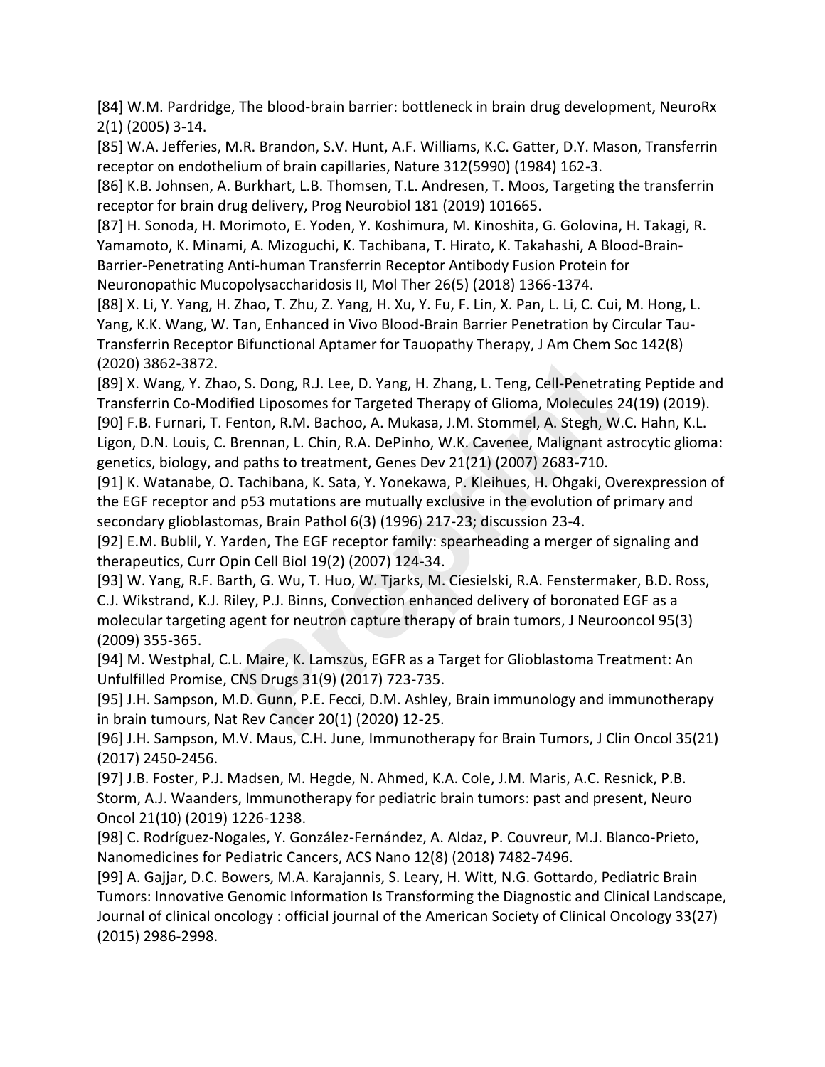[84] W.M. Pardridge, The blood-brain barrier: bottleneck in brain drug development, NeuroRx 2(1) (2005) 3-14.

[85] W.A. Jefferies, M.R. Brandon, S.V. Hunt, A.F. Williams, K.C. Gatter, D.Y. Mason, Transferrin receptor on endothelium of brain capillaries, Nature 312(5990) (1984) 162-3.

[86] K.B. Johnsen, A. Burkhart, L.B. Thomsen, T.L. Andresen, T. Moos, Targeting the transferrin receptor for brain drug delivery, Prog Neurobiol 181 (2019) 101665.

[87] H. Sonoda, H. Morimoto, E. Yoden, Y. Koshimura, M. Kinoshita, G. Golovina, H. Takagi, R. Yamamoto, K. Minami, A. Mizoguchi, K. Tachibana, T. Hirato, K. Takahashi, A Blood-Brain-Barrier-Penetrating Anti-human Transferrin Receptor Antibody Fusion Protein for Neuronopathic Mucopolysaccharidosis II, Mol Ther 26(5) (2018) 1366-1374.

[88] X. Li, Y. Yang, H. Zhao, T. Zhu, Z. Yang, H. Xu, Y. Fu, F. Lin, X. Pan, L. Li, C. Cui, M. Hong, L. Yang, K.K. Wang, W. Tan, Enhanced in Vivo Blood-Brain Barrier Penetration by Circular Tau-Transferrin Receptor Bifunctional Aptamer for Tauopathy Therapy, J Am Chem Soc 142(8) (2020) 3862-3872.

[89] X. Wang, Y. Zhao, S. Dong, R.J. Lee, D. Yang, H. Zhang, L. Teng, Cell-Penetrating Peptide and Transferrin Co-Modified Liposomes for Targeted Therapy of Glioma, Molecules 24(19) (2019).

[90] F.B. Furnari, T. Fenton, R.M. Bachoo, A. Mukasa, J.M. Stommel, A. Stegh, W.C. Hahn, K.L. Ligon, D.N. Louis, C. Brennan, L. Chin, R.A. DePinho, W.K. Cavenee, Malignant astrocytic glioma: genetics, biology, and paths to treatment, Genes Dev 21(21) (2007) 2683-710.

[91] K. Watanabe, O. Tachibana, K. Sata, Y. Yonekawa, P. Kleihues, H. Ohgaki, Overexpression of the EGF receptor and p53 mutations are mutually exclusive in the evolution of primary and secondary glioblastomas, Brain Pathol 6(3) (1996) 217-23; discussion 23-4.

[92] E.M. Bublil, Y. Yarden, The EGF receptor family: spearheading a merger of signaling and therapeutics, Curr Opin Cell Biol 19(2) (2007) 124-34.

[93] W. Yang, R.F. Barth, G. Wu, T. Huo, W. Tjarks, M. Ciesielski, R.A. Fenstermaker, B.D. Ross, C.J. Wikstrand, K.J. Riley, P.J. Binns, Convection enhanced delivery of boronated EGF as a molecular targeting agent for neutron capture therapy of brain tumors, J Neurooncol 95(3) (2009) 355-365.

[94] M. Westphal, C.L. Maire, K. Lamszus, EGFR as a Target for Glioblastoma Treatment: An Unfulfilled Promise, CNS Drugs 31(9) (2017) 723-735.

[95] J.H. Sampson, M.D. Gunn, P.E. Fecci, D.M. Ashley, Brain immunology and immunotherapy in brain tumours, Nat Rev Cancer 20(1) (2020) 12-25.

[96] J.H. Sampson, M.V. Maus, C.H. June, Immunotherapy for Brain Tumors, J Clin Oncol 35(21) (2017) 2450-2456.

[97] J.B. Foster, P.J. Madsen, M. Hegde, N. Ahmed, K.A. Cole, J.M. Maris, A.C. Resnick, P.B. Storm, A.J. Waanders, Immunotherapy for pediatric brain tumors: past and present, Neuro Oncol 21(10) (2019) 1226-1238.

[98] C. Rodríguez-Nogales, Y. González-Fernández, A. Aldaz, P. Couvreur, M.J. Blanco-Prieto, Nanomedicines for Pediatric Cancers, ACS Nano 12(8) (2018) 7482-7496.

[99] A. Gajjar, D.C. Bowers, M.A. Karajannis, S. Leary, H. Witt, N.G. Gottardo, Pediatric Brain Tumors: Innovative Genomic Information Is Transforming the Diagnostic and Clinical Landscape, Journal of clinical oncology : official journal of the American Society of Clinical Oncology 33(27) (2015) 2986-2998.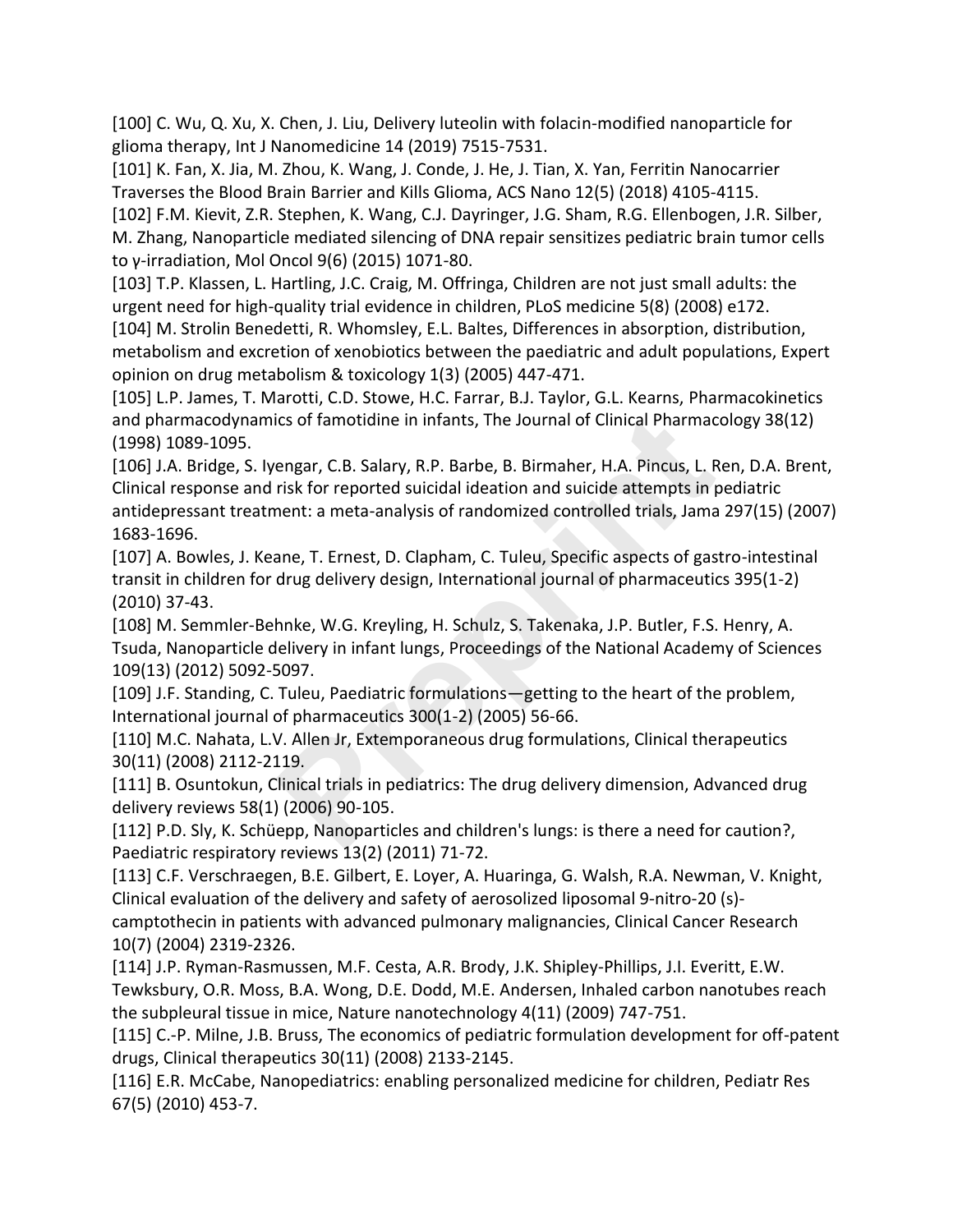[100] C. Wu, Q. Xu, X. Chen, J. Liu, Delivery luteolin with folacin-modified nanoparticle for glioma therapy, Int J Nanomedicine 14 (2019) 7515-7531.

[101] K. Fan, X. Jia, M. Zhou, K. Wang, J. Conde, J. He, J. Tian, X. Yan, Ferritin Nanocarrier Traverses the Blood Brain Barrier and Kills Glioma, ACS Nano 12(5) (2018) 4105-4115.

[102] F.M. Kievit, Z.R. Stephen, K. Wang, C.J. Dayringer, J.G. Sham, R.G. Ellenbogen, J.R. Silber, M. Zhang, Nanoparticle mediated silencing of DNA repair sensitizes pediatric brain tumor cells to γ-irradiation, Mol Oncol 9(6) (2015) 1071-80.

[103] T.P. Klassen, L. Hartling, J.C. Craig, M. Offringa, Children are not just small adults: the urgent need for high-quality trial evidence in children, PLoS medicine 5(8) (2008) e172.

[104] M. Strolin Benedetti, R. Whomsley, E.L. Baltes, Differences in absorption, distribution, metabolism and excretion of xenobiotics between the paediatric and adult populations, Expert opinion on drug metabolism & toxicology 1(3) (2005) 447-471.

[105] L.P. James, T. Marotti, C.D. Stowe, H.C. Farrar, B.J. Taylor, G.L. Kearns, Pharmacokinetics and pharmacodynamics of famotidine in infants, The Journal of Clinical Pharmacology 38(12) (1998) 1089-1095.

[106] J.A. Bridge, S. Iyengar, C.B. Salary, R.P. Barbe, B. Birmaher, H.A. Pincus, L. Ren, D.A. Brent, Clinical response and risk for reported suicidal ideation and suicide attempts in pediatric antidepressant treatment: a meta-analysis of randomized controlled trials, Jama 297(15) (2007) 1683-1696.

[107] A. Bowles, J. Keane, T. Ernest, D. Clapham, C. Tuleu, Specific aspects of gastro-intestinal transit in children for drug delivery design, International journal of pharmaceutics 395(1-2) (2010) 37-43.

[108] M. Semmler-Behnke, W.G. Kreyling, H. Schulz, S. Takenaka, J.P. Butler, F.S. Henry, A. Tsuda, Nanoparticle delivery in infant lungs, Proceedings of the National Academy of Sciences 109(13) (2012) 5092-5097.

[109] J.F. Standing, C. Tuleu, Paediatric formulations—getting to the heart of the problem, International journal of pharmaceutics 300(1-2) (2005) 56-66.

[110] M.C. Nahata, L.V. Allen Jr, Extemporaneous drug formulations, Clinical therapeutics 30(11) (2008) 2112-2119.

[111] B. Osuntokun, Clinical trials in pediatrics: The drug delivery dimension, Advanced drug delivery reviews 58(1) (2006) 90-105.

[112] P.D. Sly, K. Schüepp, Nanoparticles and children's lungs: is there a need for caution?, Paediatric respiratory reviews 13(2) (2011) 71-72.

[113] C.F. Verschraegen, B.E. Gilbert, E. Loyer, A. Huaringa, G. Walsh, R.A. Newman, V. Knight, Clinical evaluation of the delivery and safety of aerosolized liposomal 9-nitro-20 (s)-camptothecin in patients with advanced pulmonary malignancies, Clinical Cancer Research 10(7) (2004) 2319-2326.

[114] J.P. Ryman-Rasmussen, M.F. Cesta, A.R. Brody, J.K. Shipley-Phillips, J.I. Everitt, E.W. Tewksbury, O.R. Moss, B.A. Wong, D.E. Dodd, M.E. Andersen, Inhaled carbon nanotubes reach the subpleural tissue in mice, Nature nanotechnology 4(11) (2009) 747-751.

[115] C.-P. Milne, J.B. Bruss, The economics of pediatric formulation development for off-patent drugs, Clinical therapeutics 30(11) (2008) 2133-2145.

[116] E.R. McCabe, Nanopediatrics: enabling personalized medicine for children, Pediatr Res 67(5) (2010) 453-7.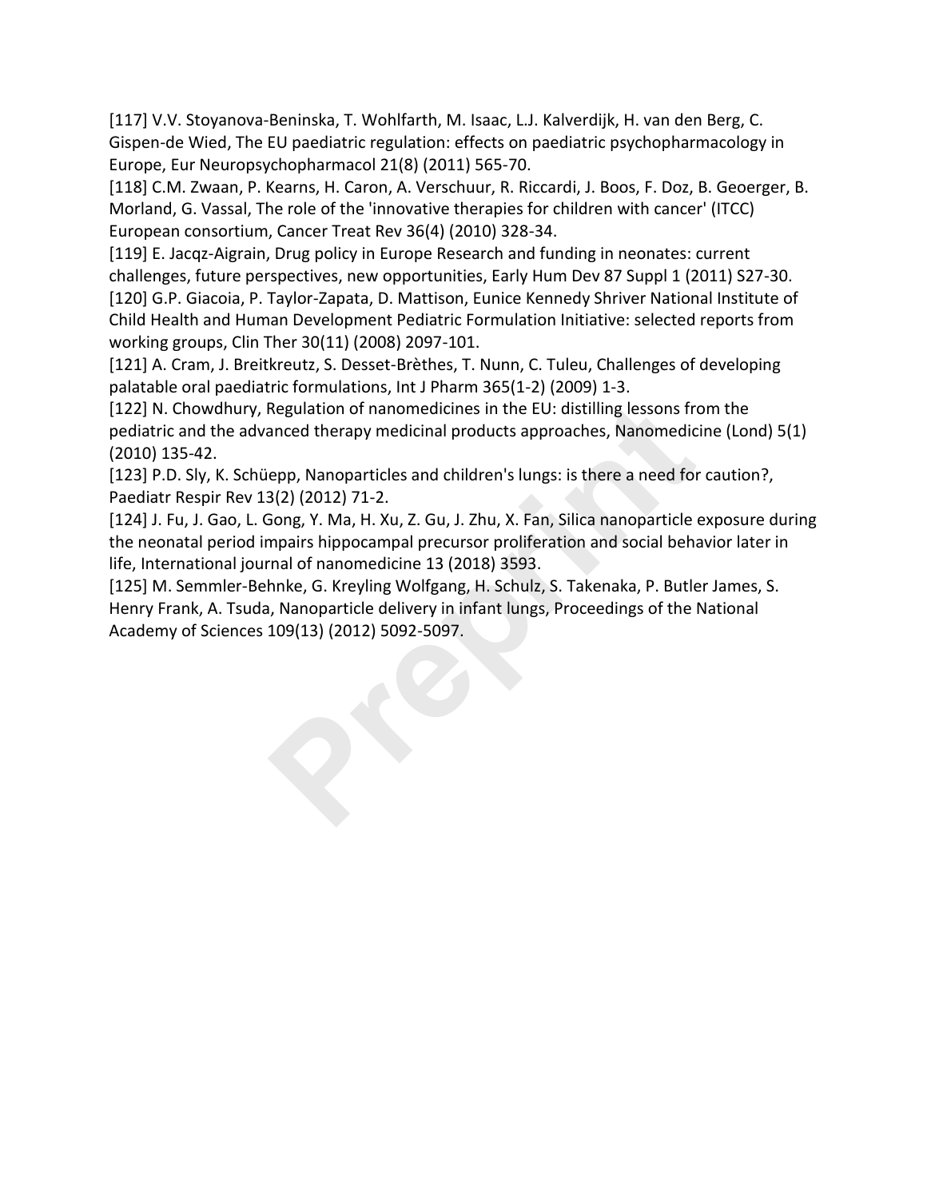[117] V.V. Stoyanova-Beninska, T. Wohlfarth, M. Isaac, L.J. Kalverdijk, H. van den Berg, C. Gispen-de Wied, The EU paediatric regulation: effects on paediatric psychopharmacology in Europe, Eur Neuropsychopharmacol 21(8) (2011) 565-70.

[118] C.M. Zwaan, P. Kearns, H. Caron, A. Verschuur, R. Riccardi, J. Boos, F. Doz, B. Geoerger, B. Morland, G. Vassal, The role of the 'innovative therapies for children with cancer' (ITCC) European consortium, Cancer Treat Rev 36(4) (2010) 328-34.

[119] E. Jacqz-Aigrain, Drug policy in Europe Research and funding in neonates: current challenges, future perspectives, new opportunities, Early Hum Dev 87 Suppl 1 (2011) S27-30.

[120] G.P. Giacoia, P. Taylor-Zapata, D. Mattison, Eunice Kennedy Shriver National Institute of Child Health and Human Development Pediatric Formulation Initiative: selected reports from working groups, Clin Ther 30(11) (2008) 2097-101.

[121] A. Cram, J. Breitkreutz, S. Desset-Brèthes, T. Nunn, C. Tuleu, Challenges of developing palatable oral paediatric formulations, Int J Pharm 365(1-2) (2009) 1-3.

[122] N. Chowdhury, Regulation of nanomedicines in the EU: distilling lessons from the pediatric and the advanced therapy medicinal products approaches, Nanomedicine (Lond) 5(1) (2010) 135-42.

[123] P.D. Sly, K. Schüepp, Nanoparticles and children's lungs: is there a need for caution?, Paediatr Respir Rev 13(2) (2012) 71-2.

[124] J. Fu, J. Gao, L. Gong, Y. Ma, H. Xu, Z. Gu, J. Zhu, X. Fan, Silica nanoparticle exposure during the neonatal period impairs hippocampal precursor proliferation and social behavior later in life, International journal of nanomedicine 13 (2018) 3593.

[125] M. Semmler-Behnke, G. Kreyling Wolfgang, H. Schulz, S. Takenaka, P. Butler James, S. Henry Frank, A. Tsuda, Nanoparticle delivery in infant lungs, Proceedings of the National Academy of Sciences 109(13) (2012) 5092-5097.